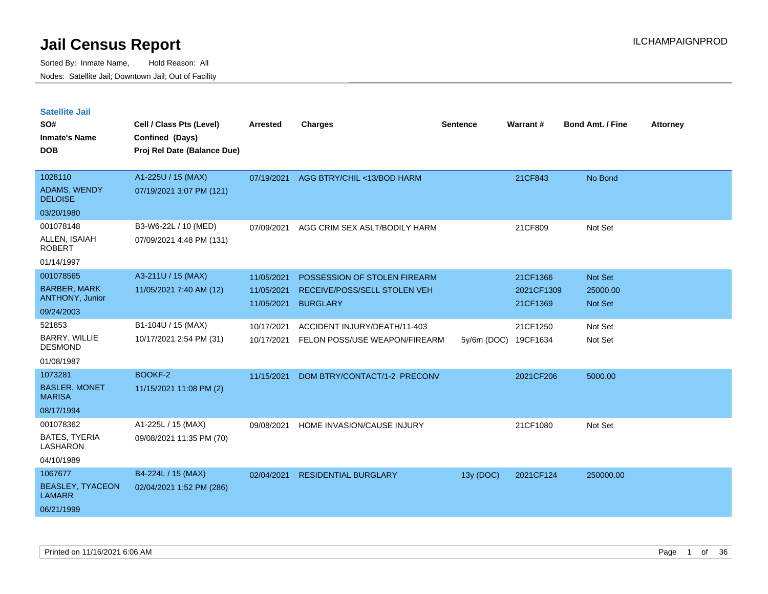# Jail Census Report

ILCHAMPAIGNPROD

Sorted By: Inmate Name, Hold Reason: All

Nodes: Satellite Jail; Downtown Jail; Out of Facility

## Satellite Jail

| SO# / Inmate's Name / DOB | Cell / Class Pts (Level) / Confined (Days) / Proj Rel Date (Balance Due) | Arrested | Charges | Sentence | Warrant # | Bond Amt. / Fine | Attorney |
|---|---|---|---|---|---|---|---|
| 1028110<br>ADAMS, WENDY DELOISE<br>03/20/1980 | A1-225U / 15 (MAX)<br>07/19/2021 3:07 PM (121) | 07/19/2021 | AGG BTRY/CHIL <13/BOD HARM | | 21CF843 | No Bond | |
| 001078148<br>ALLEN, ISAIAH ROBERT<br>01/14/1997 | B3-W6-22L / 10 (MED)<br>07/09/2021 4:48 PM (131) | 07/09/2021 | AGG CRIM SEX ASLT/BODILY HARM | | 21CF809 | Not Set | |
| 001078565<br>BARBER, MARK ANTHONY, Junior<br>09/24/2003 | A3-211U / 15 (MAX)<br>11/05/2021 7:40 AM (12) | 11/05/2021<br>11/05/2021<br>11/05/2021 | POSSESSION OF STOLEN FIREARM<br>RECEIVE/POSS/SELL STOLEN VEH<br>BURGLARY | | 21CF1366<br>2021CF1309<br>21CF1369 | Not Set<br>25000.00<br>Not Set | |
| 521853<br>BARRY, WILLIE DESMOND<br>01/08/1987 | B1-104U / 15 (MAX)<br>10/17/2021 2:54 PM (31) | 10/17/2021<br>10/17/2021 | ACCIDENT INJURY/DEATH/11-403<br>FELON POSS/USE WEAPON/FIREARM | <br>5y/6m (DOC) | 21CF1250<br>19CF1634 | Not Set<br>Not Set | |
| 1073281<br>BASLER, MONET MARISA<br>08/17/1994 | BOOKF-2<br>11/15/2021 11:08 PM (2) | 11/15/2021 | DOM BTRY/CONTACT/1-2 PRECONV | | 2021CF206 | 5000.00 | |
| 001078362<br>BATES, TYERIA LASHARON<br>04/10/1989 | A1-225L / 15 (MAX)<br>09/08/2021 11:35 PM (70) | 09/08/2021 | HOME INVASION/CAUSE INJURY | | 21CF1080 | Not Set | |
| 1067677<br>BEASLEY, TYACEON LAMARR<br>06/21/1999 | B4-224L / 15 (MAX)<br>02/04/2021 1:52 PM (286) | 02/04/2021 | RESIDENTIAL BURGLARY | 13y (DOC) | 2021CF124 | 250000.00 | |

Printed on 11/16/2021 6:06 AM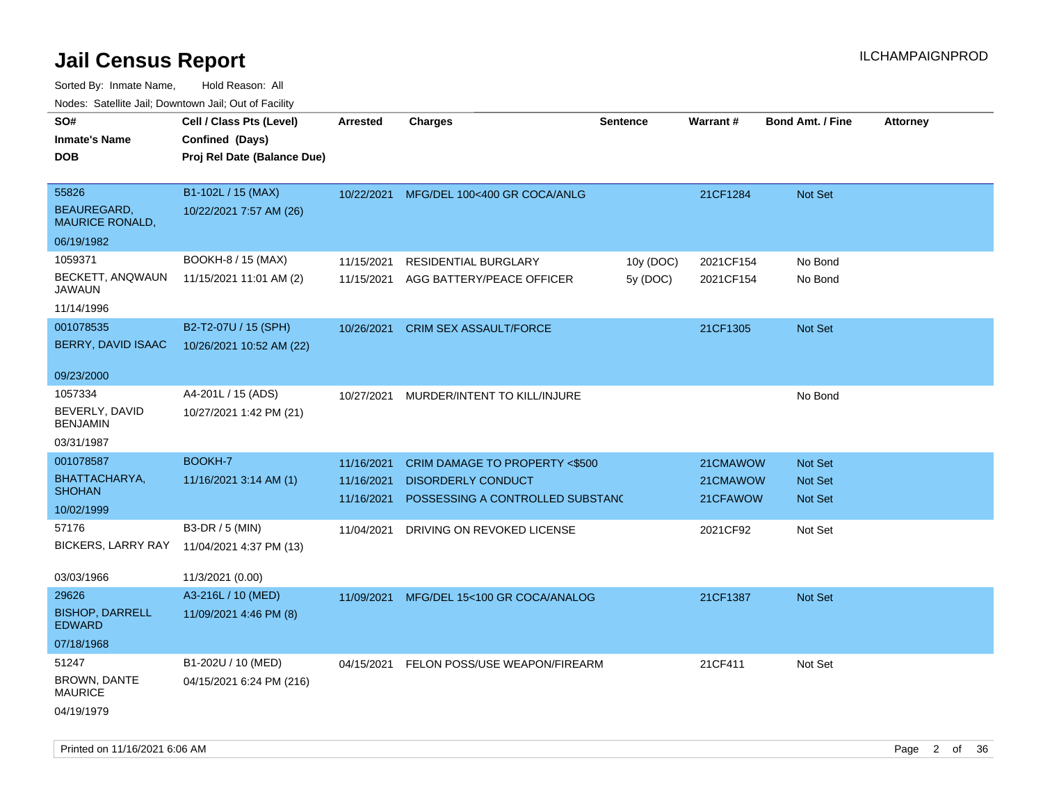# Jail Census Report

Sorted By: Inmate Name, Hold Reason: All

Nodes: Satellite Jail; Downtown Jail; Out of Facility

| SO# / Inmate's Name / DOB | Cell / Class Pts (Level) / Confined (Days) / Proj Rel Date (Balance Due) | Arrested | Charges | Sentence | Warrant # | Bond Amt. / Fine | Attorney |
|---|---|---|---|---|---|---|---|
| 55826<br>BEAUREGARD, MAURICE RONALD,<br>06/19/1982 | B1-102L / 15 (MAX)<br>10/22/2021 7:57 AM (26) | 10/22/2021 | MFG/DEL 100<400 GR COCA/ANLG | | 21CF1284 | Not Set | |
| 1059371<br>BECKETT, ANQWAUN JAWAUN<br>11/14/1996 | BOOKH-8 / 15 (MAX)<br>11/15/2021 11:01 AM (2) | 11/15/2021 | RESIDENTIAL BURGLARY | 10y (DOC) | 2021CF154 | No Bond | |
| | | 11/15/2021 | AGG BATTERY/PEACE OFFICER | 5y (DOC) | 2021CF154 | No Bond | |
| 001078535<br>BERRY, DAVID ISAAC<br>09/23/2000 | B2-T2-07U / 15 (SPH)<br>10/26/2021 10:52 AM (22) | 10/26/2021 | CRIM SEX ASSAULT/FORCE | | 21CF1305 | Not Set | |
| 1057334<br>BEVERLY, DAVID BENJAMIN<br>03/31/1987 | A4-201L / 15 (ADS)<br>10/27/2021 1:42 PM (21) | 10/27/2021 | MURDER/INTENT TO KILL/INJURE | | | No Bond | |
| 001078587<br>BHATTACHARYA, SHOHAN<br>10/02/1999 | BOOKH-7<br>11/16/2021 3:14 AM (1) | 11/16/2021 | CRIM DAMAGE TO PROPERTY <$500 | | 21CMAWOW | Not Set | |
| | | 11/16/2021 | DISORDERLY CONDUCT | | 21CMAWOW | Not Set | |
| | | 11/16/2021 | POSSESSING A CONTROLLED SUBSTANC | | 21CFAWOW | Not Set | |
| 57176<br>BICKERS, LARRY RAY<br>03/03/1966 | B3-DR / 5 (MIN)<br>11/04/2021 4:37 PM (13)<br>11/3/2021 (0.00) | 11/04/2021 | DRIVING ON REVOKED LICENSE | | 2021CF92 | Not Set | |
| 29626<br>BISHOP, DARRELL EDWARD<br>07/18/1968 | A3-216L / 10 (MED)<br>11/09/2021 4:46 PM (8) | 11/09/2021 | MFG/DEL 15<100 GR COCA/ANALOG | | 21CF1387 | Not Set | |
| 51247<br>BROWN, DANTE MAURICE<br>04/19/1979 | B1-202U / 10 (MED)<br>04/15/2021 6:24 PM (216) | 04/15/2021 | FELON POSS/USE WEAPON/FIREARM | | 21CF411 | Not Set | |

Printed on 11/16/2021 6:06 AM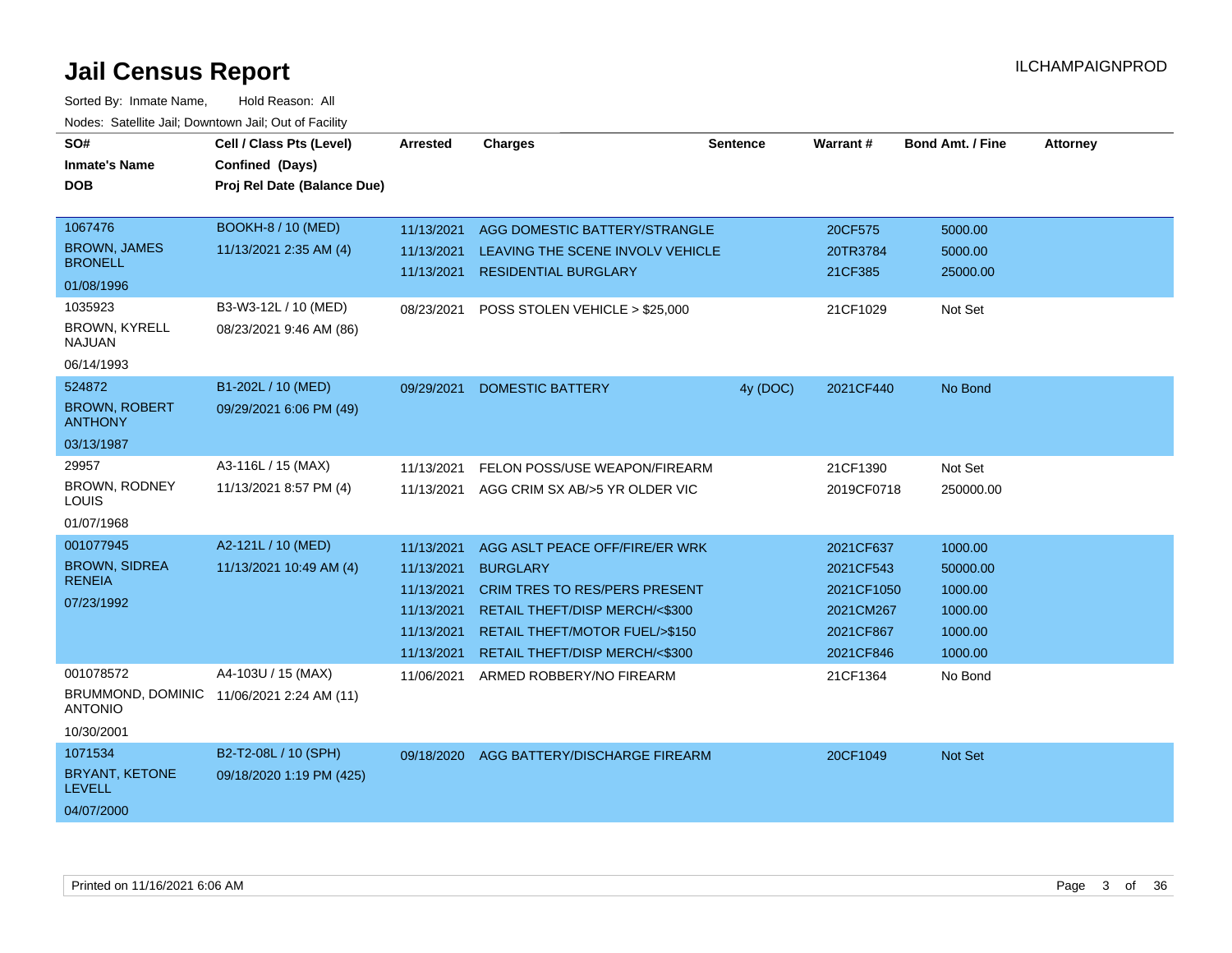# Jail Census Report

ILCHAMPAIGNPROD

Sorted By: Inmate Name, Hold Reason: All

Nodes: Satellite Jail; Downtown Jail; Out of Facility

| SO# / Inmate's Name / DOB | Cell / Class Pts (Level) / Confined (Days) / Proj Rel Date (Balance Due) | Arrested | Charges | Sentence | Warrant # | Bond Amt. / Fine | Attorney |
|---|---|---|---|---|---|---|---|
| 1067476 BROWN, JAMES BRONELL 01/08/1996 | BOOKH-8 / 10 (MED) 11/13/2021 2:35 AM (4) | 11/13/2021 | AGG DOMESTIC BATTERY/STRANGLE | | 20CF575 | 5000.00 | |
| | | 11/13/2021 | LEAVING THE SCENE INVOLV VEHICLE | | 20TR3784 | 5000.00 | |
| | | 11/13/2021 | RESIDENTIAL BURGLARY | | 21CF385 | 25000.00 | |
| 1035923 BROWN, KYRELL NAJUAN 06/14/1993 | B3-W3-12L / 10 (MED) 08/23/2021 9:46 AM (86) | 08/23/2021 | POSS STOLEN VEHICLE > $25,000 | | 21CF1029 | Not Set | |
| 524872 BROWN, ROBERT ANTHONY 03/13/1987 | B1-202L / 10 (MED) 09/29/2021 6:06 PM (49) | 09/29/2021 | DOMESTIC BATTERY | 4y (DOC) | 2021CF440 | No Bond | |
| 29957 BROWN, RODNEY LOUIS 01/07/1968 | A3-116L / 15 (MAX) 11/13/2021 8:57 PM (4) | 11/13/2021 | FELON POSS/USE WEAPON/FIREARM | | 21CF1390 | Not Set | |
| | | 11/13/2021 | AGG CRIM SX AB/>5 YR OLDER VIC | | 2019CF0718 | 250000.00 | |
| 001077945 BROWN, SIDREA RENEIA 07/23/1992 | A2-121L / 10 (MED) 11/13/2021 10:49 AM (4) | 11/13/2021 | AGG ASLT PEACE OFF/FIRE/ER WRK | | 2021CF637 | 1000.00 | |
| | | 11/13/2021 | BURGLARY | | 2021CF543 | 50000.00 | |
| | | 11/13/2021 | CRIM TRES TO RES/PERS PRESENT | | 2021CF1050 | 1000.00 | |
| | | 11/13/2021 | RETAIL THEFT/DISP MERCH/<$300 | | 2021CM267 | 1000.00 | |
| | | 11/13/2021 | RETAIL THEFT/MOTOR FUEL/>$150 | | 2021CF867 | 1000.00 | |
| | | 11/13/2021 | RETAIL THEFT/DISP MERCH/<$300 | | 2021CF846 | 1000.00 | |
| 001078572 BRUMMOND, DOMINIC ANTONIO 10/30/2001 | A4-103U / 15 (MAX) 11/06/2021 2:24 AM (11) | 11/06/2021 | ARMED ROBBERY/NO FIREARM | | 21CF1364 | No Bond | |
| 1071534 BRYANT, KETONE LEVELL 04/07/2000 | B2-T2-08L / 10 (SPH) 09/18/2020 1:19 PM (425) | 09/18/2020 | AGG BATTERY/DISCHARGE FIREARM | | 20CF1049 | Not Set | |

Printed on 11/16/2021 6:06 AM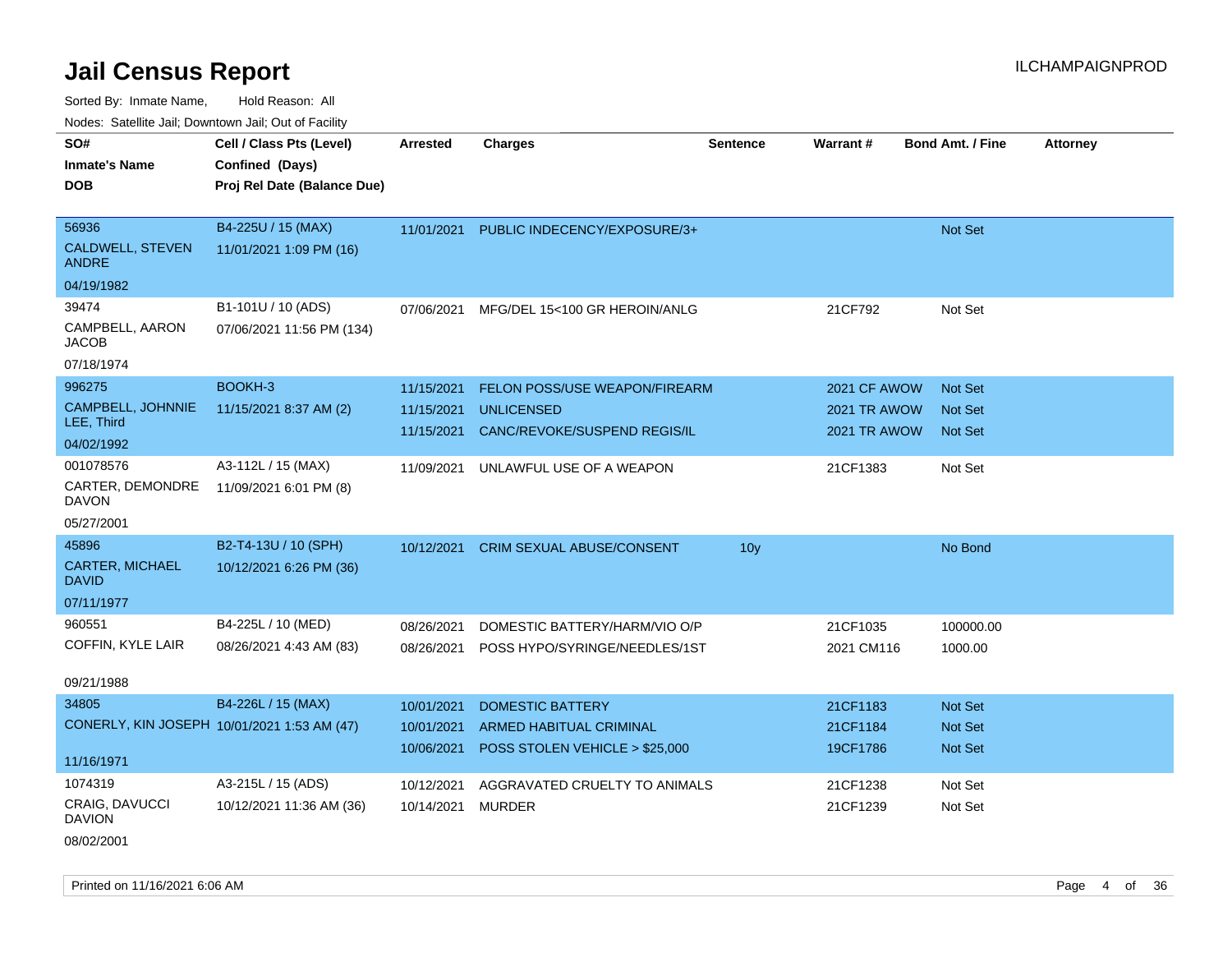# Jail Census Report

ILCHAMPAIGNPROD

Sorted By: Inmate Name, Hold Reason: All

Nodes: Satellite Jail; Downtown Jail; Out of Facility

| SO# / Inmate's Name / DOB | Cell / Class Pts (Level) / Confined (Days) / Proj Rel Date (Balance Due) | Arrested | Charges | Sentence | Warrant # | Bond Amt. / Fine | Attorney |
|---|---|---|---|---|---|---|---|
| 56936 CALDWELL, STEVEN ANDRE 04/19/1982 | B4-225U / 15 (MAX) 11/01/2021 1:09 PM (16) | 11/01/2021 | PUBLIC INDECENCY/EXPOSURE/3+ | | | Not Set | |
| 39474 CAMPBELL, AARON JACOB 07/18/1974 | B1-101U / 10 (ADS) 07/06/2021 11:56 PM (134) | 07/06/2021 | MFG/DEL 15<100 GR HEROIN/ANLG | | 21CF792 | Not Set | |
| 996275 CAMPBELL, JOHNNIE LEE, Third 04/02/1992 | BOOKH-3 11/15/2021 8:37 AM (2) | 11/15/2021 | FELON POSS/USE WEAPON/FIREARM | | 2021 CF AWOW | Not Set | |
| | | 11/15/2021 | UNLICENSED | | 2021 TR AWOW | Not Set | |
| | | 11/15/2021 | CANC/REVOKE/SUSPEND REGIS/IL | | 2021 TR AWOW | Not Set | |
| 001078576 CARTER, DEMONDRE DAVON 05/27/2001 | A3-112L / 15 (MAX) 11/09/2021 6:01 PM (8) | 11/09/2021 | UNLAWFUL USE OF A WEAPON | | 21CF1383 | Not Set | |
| 45896 CARTER, MICHAEL DAVID 07/11/1977 | B2-T4-13U / 10 (SPH) 10/12/2021 6:26 PM (36) | 10/12/2021 | CRIM SEXUAL ABUSE/CONSENT | 10y | | No Bond | |
| 960551 COFFIN, KYLE LAIR 09/21/1988 | B4-225L / 10 (MED) 08/26/2021 4:43 AM (83) | 08/26/2021 | DOMESTIC BATTERY/HARM/VIO O/P | | 21CF1035 | 100000.00 | |
| | | 08/26/2021 | POSS HYPO/SYRINGE/NEEDLES/1ST | | 2021 CM116 | 1000.00 | |
| 34805 CONERLY, KIN JOSEPH 11/16/1971 | B4-226L / 15 (MAX) 10/01/2021 1:53 AM (47) | 10/01/2021 | DOMESTIC BATTERY | | 21CF1183 | Not Set | |
| | | 10/01/2021 | ARMED HABITUAL CRIMINAL | | 21CF1184 | Not Set | |
| | | 10/06/2021 | POSS STOLEN VEHICLE > $25,000 | | 19CF1786 | Not Set | |
| 1074319 CRAIG, DAVUCCI DAVION 08/02/2001 | A3-215L / 15 (ADS) 10/12/2021 11:36 AM (36) | 10/12/2021 | AGGRAVATED CRUELTY TO ANIMALS | | 21CF1238 | Not Set | |
| | | 10/14/2021 | MURDER | | 21CF1239 | Not Set | |

Printed on 11/16/2021 6:06 AM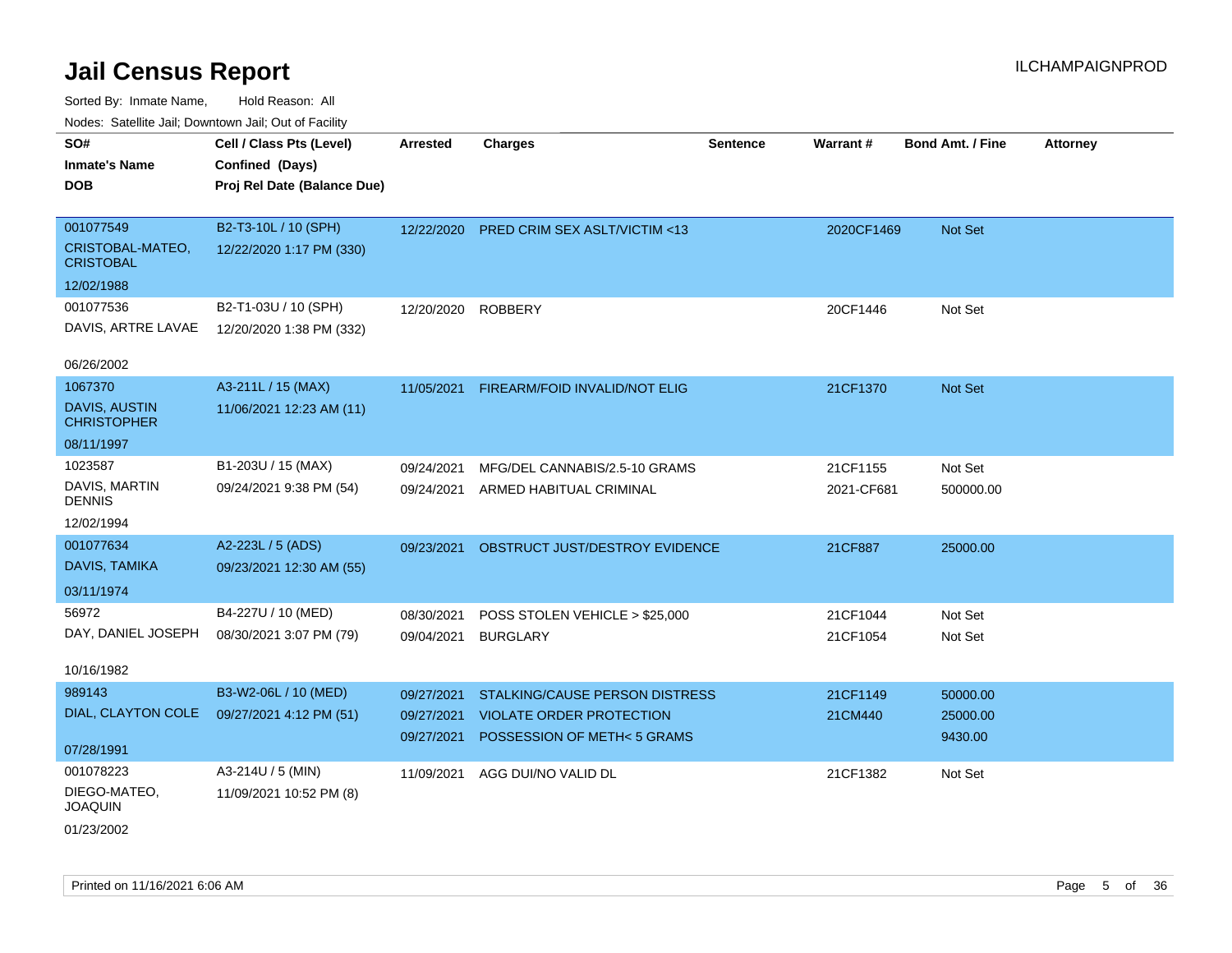# Jail Census Report

ILCHAMPAIGNPROD

Sorted By: Inmate Name, Hold Reason: All

Nodes: Satellite Jail; Downtown Jail; Out of Facility

| SO# / Inmate's Name / DOB | Cell / Class Pts (Level) / Confined (Days) / Proj Rel Date (Balance Due) | Arrested | Charges | Sentence | Warrant # | Bond Amt. / Fine | Attorney |
|---|---|---|---|---|---|---|---|
| 001077549<br>CRISTOBAL-MATEO, CRISTOBAL<br>12/02/1988 | B2-T3-10L / 10 (SPH)<br>12/22/2020 1:17 PM (330) | 12/22/2020 | PRED CRIM SEX ASLT/VICTIM <13 | | 2020CF1469 | Not Set | |
| 001077536<br>DAVIS, ARTRE LAVAE<br>06/26/2002 | B2-T1-03U / 10 (SPH)<br>12/20/2020 1:38 PM (332) | 12/20/2020 | ROBBERY | | 20CF1446 | Not Set | |
| 1067370<br>DAVIS, AUSTIN CHRISTOPHER<br>08/11/1997 | A3-211L / 15 (MAX)<br>11/06/2021 12:23 AM (11) | 11/05/2021 | FIREARM/FOID INVALID/NOT ELIG | | 21CF1370 | Not Set | |
| 1023587<br>DAVIS, MARTIN DENNIS<br>12/02/1994 | B1-203U / 15 (MAX)<br>09/24/2021 9:38 PM (54) | 09/24/2021<br>09/24/2021 | MFG/DEL CANNABIS/2.5-10 GRAMS<br>ARMED HABITUAL CRIMINAL | | 21CF1155<br>2021-CF681 | Not Set<br>500000.00 | |
| 001077634<br>DAVIS, TAMIKA<br>03/11/1974 | A2-223L / 5 (ADS)<br>09/23/2021 12:30 AM (55) | 09/23/2021 | OBSTRUCT JUST/DESTROY EVIDENCE | | 21CF887 | 25000.00 | |
| 56972<br>DAY, DANIEL JOSEPH<br>10/16/1982 | B4-227U / 10 (MED)<br>08/30/2021 3:07 PM (79) | 08/30/2021<br>09/04/2021 | POSS STOLEN VEHICLE > $25,000<br>BURGLARY | | 21CF1044<br>21CF1054 | Not Set<br>Not Set | |
| 989143<br>DIAL, CLAYTON COLE<br>07/28/1991 | B3-W2-06L / 10 (MED)<br>09/27/2021 4:12 PM (51) | 09/27/2021<br>09/27/2021<br>09/27/2021 | STALKING/CAUSE PERSON DISTRESS<br>VIOLATE ORDER PROTECTION<br>POSSESSION OF METH< 5 GRAMS | | 21CF1149<br>21CM440 | 50000.00<br>25000.00<br>9430.00 | |
| 001078223<br>DIEGO-MATEO, JOAQUIN<br>01/23/2002 | A3-214U / 5 (MIN)<br>11/09/2021 10:52 PM (8) | 11/09/2021 | AGG DUI/NO VALID DL | | 21CF1382 | Not Set | |

Printed on 11/16/2021 6:06 AM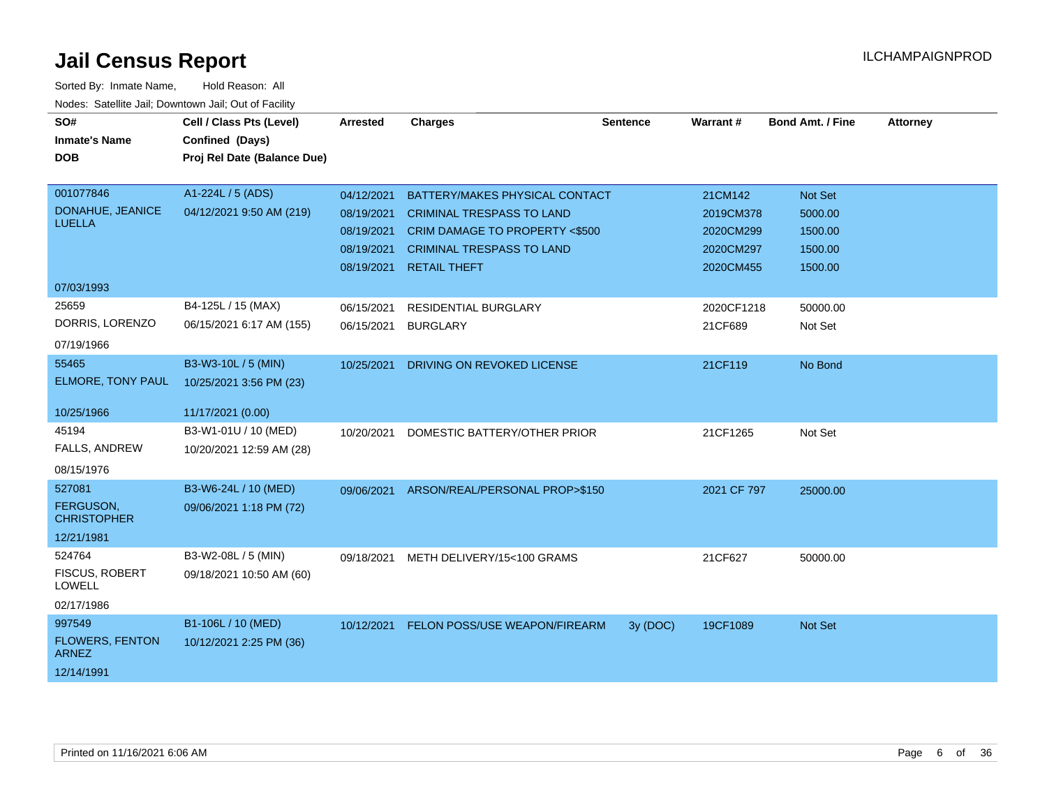# Jail Census Report

ILCHAMPAIGNPROD

Sorted By: Inmate Name, Hold Reason: All

Nodes: Satellite Jail; Downtown Jail; Out of Facility

| SO# / Inmate's Name / DOB | Cell / Class Pts (Level) / Confined (Days) / Proj Rel Date (Balance Due) | Arrested | Charges | Sentence | Warrant # | Bond Amt. / Fine | Attorney |
|---|---|---|---|---|---|---|---|
| 001077846 DONAHUE, JEANICE LUELLA 07/03/1993 | A1-224L / 5 (ADS) 04/12/2021 9:50 AM (219) | 04/12/2021 | BATTERY/MAKES PHYSICAL CONTACT | | 21CM142 | Not Set | |
| | | 08/19/2021 | CRIMINAL TRESPASS TO LAND | | 2019CM378 | 5000.00 | |
| | | 08/19/2021 | CRIM DAMAGE TO PROPERTY <$500 | | 2020CM299 | 1500.00 | |
| | | 08/19/2021 | CRIMINAL TRESPASS TO LAND | | 2020CM297 | 1500.00 | |
| | | 08/19/2021 | RETAIL THEFT | | 2020CM455 | 1500.00 | |
| 25659 DORRIS, LORENZO 07/19/1966 | B4-125L / 15 (MAX) 06/15/2021 6:17 AM (155) | 06/15/2021 | RESIDENTIAL BURGLARY | | 2020CF1218 | 50000.00 | |
| | | 06/15/2021 | BURGLARY | | 21CF689 | Not Set | |
| 55465 ELMORE, TONY PAUL 10/25/1966 | B3-W3-10L / 5 (MIN) 10/25/2021 3:56 PM (23) 11/17/2021 (0.00) | 10/25/2021 | DRIVING ON REVOKED LICENSE | | 21CF119 | No Bond | |
| 45194 FALLS, ANDREW 08/15/1976 | B3-W1-01U / 10 (MED) 10/20/2021 12:59 AM (28) | 10/20/2021 | DOMESTIC BATTERY/OTHER PRIOR | | 21CF1265 | Not Set | |
| 527081 FERGUSON, CHRISTOPHER 12/21/1981 | B3-W6-24L / 10 (MED) 09/06/2021 1:18 PM (72) | 09/06/2021 | ARSON/REAL/PERSONAL PROP>$150 | | 2021 CF 797 | 25000.00 | |
| 524764 FISCUS, ROBERT LOWELL 02/17/1986 | B3-W2-08L / 5 (MIN) 09/18/2021 10:50 AM (60) | 09/18/2021 | METH DELIVERY/15<100 GRAMS | | 21CF627 | 50000.00 | |
| 997549 FLOWERS, FENTON ARNEZ 12/14/1991 | B1-106L / 10 (MED) 10/12/2021 2:25 PM (36) | 10/12/2021 | FELON POSS/USE WEAPON/FIREARM | 3y (DOC) | 19CF1089 | Not Set | |

Printed on 11/16/2021 6:06 AM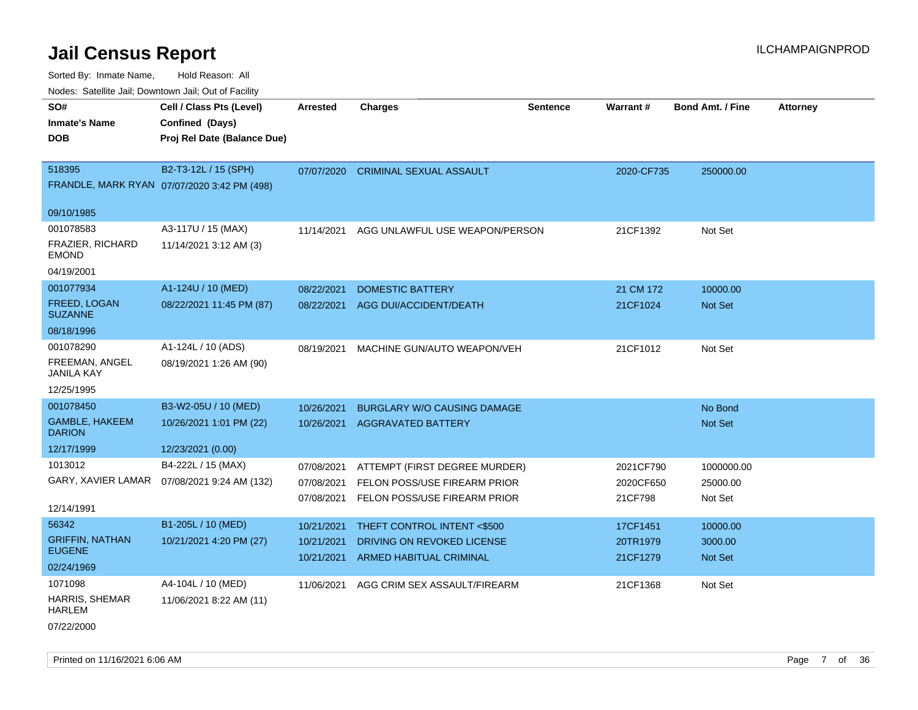# Jail Census Report

ILCHAMPAIGNPROD

Sorted By: Inmate Name, Hold Reason: All

Nodes: Satellite Jail; Downtown Jail; Out of Facility

| SO# / Inmate's Name / DOB | Cell / Class Pts (Level) / Confined (Days) / Proj Rel Date (Balance Due) | Arrested | Charges | Sentence | Warrant # | Bond Amt. / Fine | Attorney |
|---|---|---|---|---|---|---|---|
| 518395<br>FRANDLE, MARK RYAN<br>09/10/1985 | B2-T3-12L / 15 (SPH)<br>07/07/2020 3:42 PM (498) | 07/07/2020 | CRIMINAL SEXUAL ASSAULT | | 2020-CF735 | 250000.00 | |
| 001078583<br>FRAZIER, RICHARD EMOND<br>04/19/2001 | A3-117U / 15 (MAX)<br>11/14/2021 3:12 AM (3) | 11/14/2021 | AGG UNLAWFUL USE WEAPON/PERSON | | 21CF1392 | Not Set | |
| 001077934<br>FREED, LOGAN SUZANNE<br>08/18/1996 | A1-124U / 10 (MED)<br>08/22/2021 11:45 PM (87) | 08/22/2021<br>08/22/2021 | DOMESTIC BATTERY<br>AGG DUI/ACCIDENT/DEATH | | 21 CM 172<br>21CF1024 | 10000.00<br>Not Set | |
| 001078290<br>FREEMAN, ANGEL JANILA KAY<br>12/25/1995 | A1-124L / 10 (ADS)<br>08/19/2021 1:26 AM (90) | 08/19/2021 | MACHINE GUN/AUTO WEAPON/VEH | | 21CF1012 | Not Set | |
| 001078450<br>GAMBLE, HAKEEM DARION<br>12/17/1999 | B3-W2-05U / 10 (MED)<br>10/26/2021 1:01 PM (22)<br>12/23/2021 (0.00) | 10/26/2021<br>10/26/2021 | BURGLARY W/O CAUSING DAMAGE<br>AGGRAVATED BATTERY | | | No Bond<br>Not Set | |
| 1013012<br>GARY, XAVIER LAMAR<br>12/14/1991 | B4-222L / 15 (MAX)<br>07/08/2021 9:24 AM (132) | 07/08/2021<br>07/08/2021<br>07/08/2021 | ATTEMPT (FIRST DEGREE MURDER)<br>FELON POSS/USE FIREARM PRIOR<br>FELON POSS/USE FIREARM PRIOR | | 2021CF790<br>2020CF650<br>21CF798 | 1000000.00<br>25000.00<br>Not Set | |
| 56342<br>GRIFFIN, NATHAN EUGENE<br>02/24/1969 | B1-205L / 10 (MED)<br>10/21/2021 4:20 PM (27) | 10/21/2021<br>10/21/2021<br>10/21/2021 | THEFT CONTROL INTENT <$500<br>DRIVING ON REVOKED LICENSE<br>ARMED HABITUAL CRIMINAL | | 17CF1451<br>20TR1979<br>21CF1279 | 10000.00<br>3000.00<br>Not Set | |
| 1071098<br>HARRIS, SHEMAR HARLEM<br>07/22/2000 | A4-104L / 10 (MED)<br>11/06/2021 8:22 AM (11) | 11/06/2021 | AGG CRIM SEX ASSAULT/FIREARM | | 21CF1368 | Not Set | |

Printed on 11/16/2021 6:06 AM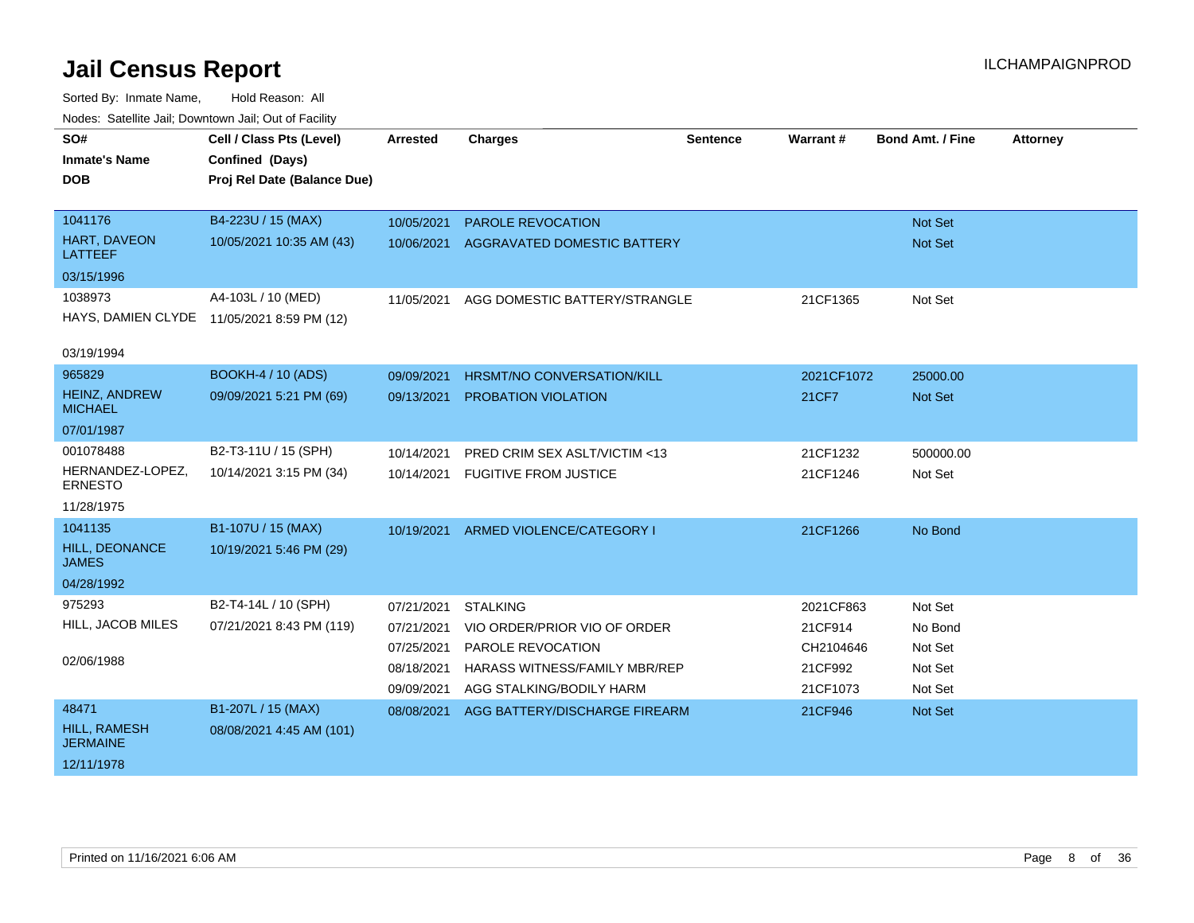# Jail Census Report

ILCHAMPAIGNPROD

Sorted By: Inmate Name, Hold Reason: All

Nodes: Satellite Jail; Downtown Jail; Out of Facility

| SO# / Inmate's Name / DOB | Cell / Class Pts (Level) / Confined (Days) / Proj Rel Date (Balance Due) | Arrested | Charges | Sentence | Warrant # | Bond Amt. / Fine | Attorney |
|---|---|---|---|---|---|---|---|
| 1041176<br>HART, DAVEON LATTEEF<br>03/15/1996 | B4-223U / 15 (MAX)<br>10/05/2021 10:35 AM (43) | 10/05/2021 | PAROLE REVOCATION | | | Not Set | |
| | | 10/06/2021 | AGGRAVATED DOMESTIC BATTERY | | | Not Set | |
| 1038973<br>HAYS, DAMIEN CLYDE<br>03/19/1994 | A4-103L / 10 (MED)<br>11/05/2021 8:59 PM (12) | 11/05/2021 | AGG DOMESTIC BATTERY/STRANGLE | | 21CF1365 | Not Set | |
| 965829<br>HEINZ, ANDREW MICHAEL<br>07/01/1987 | BOOKH-4 / 10 (ADS)<br>09/09/2021 5:21 PM (69) | 09/09/2021 | HRSMT/NO CONVERSATION/KILL | | 2021CF1072 | 25000.00 | |
| | | 09/13/2021 | PROBATION VIOLATION | | 21CF7 | Not Set | |
| 001078488<br>HERNANDEZ-LOPEZ, ERNESTO<br>11/28/1975 | B2-T3-11U / 15 (SPH)<br>10/14/2021 3:15 PM (34) | 10/14/2021 | PRED CRIM SEX ASLT/VICTIM <13 | | 21CF1232 | 500000.00 | |
| | | 10/14/2021 | FUGITIVE FROM JUSTICE | | 21CF1246 | Not Set | |
| 1041135<br>HILL, DEONANCE JAMES<br>04/28/1992 | B1-107U / 15 (MAX)<br>10/19/2021 5:46 PM (29) | 10/19/2021 | ARMED VIOLENCE/CATEGORY I | | 21CF1266 | No Bond | |
| 975293<br>HILL, JACOB MILES<br>02/06/1988 | B2-T4-14L / 10 (SPH)<br>07/21/2021 8:43 PM (119) | 07/21/2021 | STALKING | | 2021CF863 | Not Set | |
| | | 07/21/2021 | VIO ORDER/PRIOR VIO OF ORDER | | 21CF914 | No Bond | |
| | | 07/25/2021 | PAROLE REVOCATION | | CH2104646 | Not Set | |
| | | 08/18/2021 | HARASS WITNESS/FAMILY MBR/REP | | 21CF992 | Not Set | |
| | | 09/09/2021 | AGG STALKING/BODILY HARM | | 21CF1073 | Not Set | |
| 48471<br>HILL, RAMESH JERMAINE<br>12/11/1978 | B1-207L / 15 (MAX)<br>08/08/2021 4:45 AM (101) | 08/08/2021 | AGG BATTERY/DISCHARGE FIREARM | | 21CF946 | Not Set | |

Printed on 11/16/2021 6:06 AM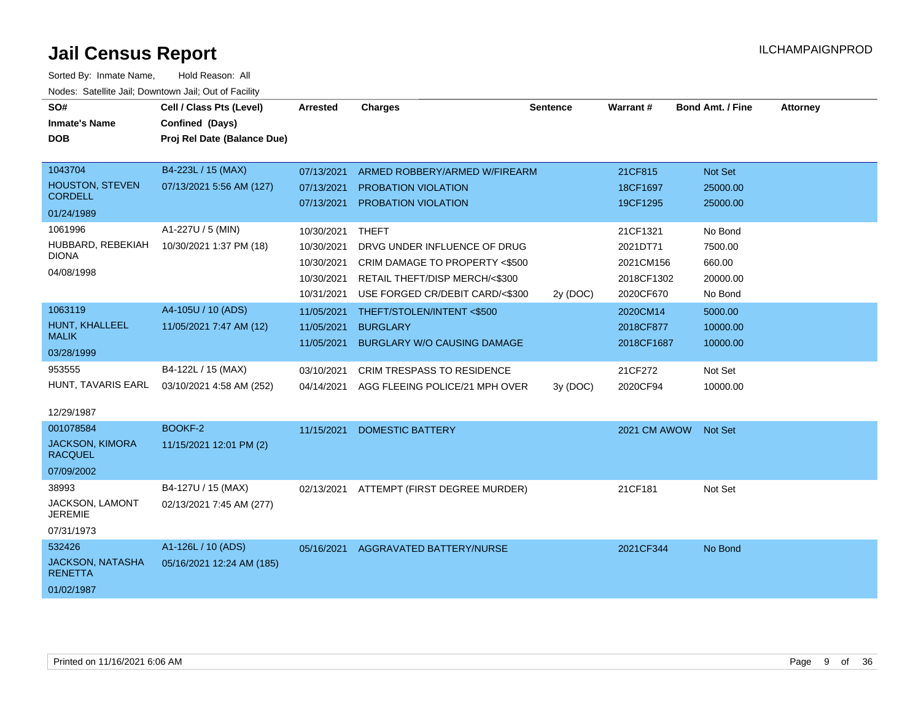# Jail Census Report

ILCHAMPAIGNPROD

Sorted By: Inmate Name, Hold Reason: All

Nodes: Satellite Jail; Downtown Jail; Out of Facility

| SO# / Inmate's Name / DOB | Cell / Class Pts (Level) / Confined (Days) / Proj Rel Date (Balance Due) | Arrested | Charges | Sentence | Warrant # | Bond Amt. / Fine | Attorney |
|---|---|---|---|---|---|---|---|
| 1043704<br>HOUSTON, STEVEN CORDELL<br>01/24/1989 | B4-223L / 15 (MAX)<br>07/13/2021 5:56 AM (127) | 07/13/2021 | ARMED ROBBERY/ARMED W/FIREARM | | 21CF815 | Not Set | |
| | | 07/13/2021 | PROBATION VIOLATION | | 18CF1697 | 25000.00 | |
| | | 07/13/2021 | PROBATION VIOLATION | | 19CF1295 | 25000.00 | |
| 1061996<br>HUBBARD, REBEKIAH DIONA<br>04/08/1998 | A1-227U / 5 (MIN)<br>10/30/2021 1:37 PM (18) | 10/30/2021 | THEFT | | 21CF1321 | No Bond | |
| | | 10/30/2021 | DRVG UNDER INFLUENCE OF DRUG | | 2021DT71 | 7500.00 | |
| | | 10/30/2021 | CRIM DAMAGE TO PROPERTY <$500 | | 2021CM156 | 660.00 | |
| | | 10/30/2021 | RETAIL THEFT/DISP MERCH/<$300 | | 2018CF1302 | 20000.00 | |
| | | 10/31/2021 | USE FORGED CR/DEBIT CARD/<$300 | 2y (DOC) | 2020CF670 | No Bond | |
| 1063119<br>HUNT, KHALLEEL MALIK<br>03/28/1999 | A4-105U / 10 (ADS)<br>11/05/2021 7:47 AM (12) | 11/05/2021 | THEFT/STOLEN/INTENT <$500 | | 2020CM14 | 5000.00 | |
| | | 11/05/2021 | BURGLARY | | 2018CF877 | 10000.00 | |
| | | 11/05/2021 | BURGLARY W/O CAUSING DAMAGE | | 2018CF1687 | 10000.00 | |
| 953555<br>HUNT, TAVARIS EARL<br>12/29/1987 | B4-122L / 15 (MAX)<br>03/10/2021 4:58 AM (252) | 03/10/2021 | CRIM TRESPASS TO RESIDENCE | | 21CF272 | Not Set | |
| | | 04/14/2021 | AGG FLEEING POLICE/21 MPH OVER | 3y (DOC) | 2020CF94 | 10000.00 | |
| 001078584<br>JACKSON, KIMORA RACQUEL<br>07/09/2002 | BOOKF-2<br>11/15/2021 12:01 PM (2) | 11/15/2021 | DOMESTIC BATTERY | | 2021 CM AWOW | Not Set | |
| 38993<br>JACKSON, LAMONT JEREMIE<br>07/31/1973 | B4-127U / 15 (MAX)<br>02/13/2021 7:45 AM (277) | 02/13/2021 | ATTEMPT (FIRST DEGREE MURDER) | | 21CF181 | Not Set | |
| 532426<br>JACKSON, NATASHA RENETTA<br>01/02/1987 | A1-126L / 10 (ADS)<br>05/16/2021 12:24 AM (185) | 05/16/2021 | AGGRAVATED BATTERY/NURSE | | 2021CF344 | No Bond | |

Printed on 11/16/2021 6:06 AM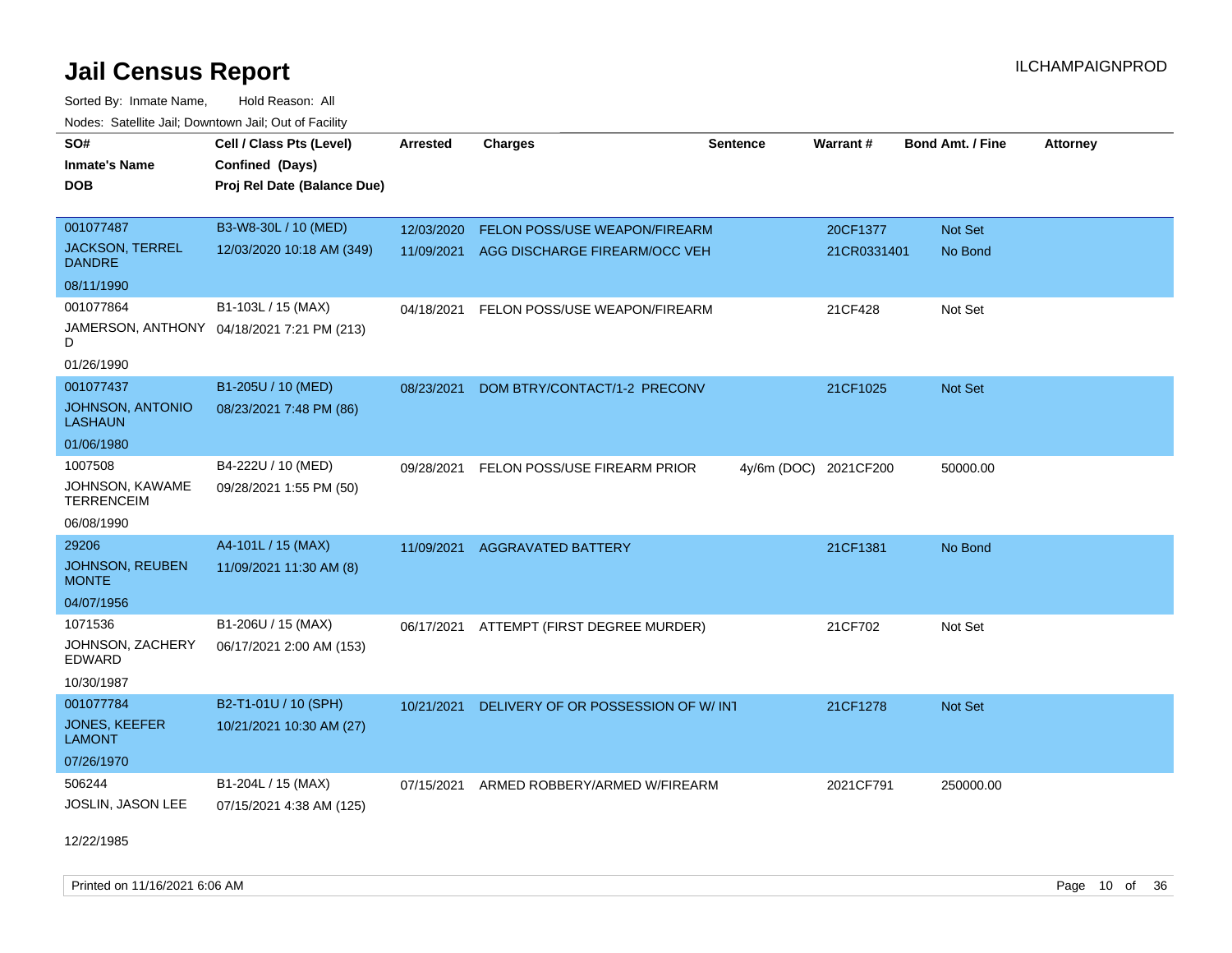# Jail Census Report

ILCHAMPAIGNPROD

Sorted By: Inmate Name, Hold Reason: All

Nodes: Satellite Jail; Downtown Jail; Out of Facility

| SO# / Inmate's Name / DOB | Cell / Class Pts (Level) / Confined (Days) / Proj Rel Date (Balance Due) | Arrested | Charges | Sentence | Warrant # | Bond Amt. / Fine | Attorney |
|---|---|---|---|---|---|---|---|
| 001077487 JACKSON, TERREL DANDRE 08/11/1990 | B3-W8-30L / 10 (MED) 12/03/2020 10:18 AM (349) | 12/03/2020 | FELON POSS/USE WEAPON/FIREARM | | 20CF1377 | Not Set | |
| | | 11/09/2021 | AGG DISCHARGE FIREARM/OCC VEH | | 21CR0331401 | No Bond | |
| 001077864 JAMERSON, ANTHONY D 01/26/1990 | B1-103L / 15 (MAX) 04/18/2021 7:21 PM (213) | 04/18/2021 | FELON POSS/USE WEAPON/FIREARM | | 21CF428 | Not Set | |
| 001077437 JOHNSON, ANTONIO LASHAUN 01/06/1980 | B1-205U / 10 (MED) 08/23/2021 7:48 PM (86) | 08/23/2021 | DOM BTRY/CONTACT/1-2 PRECONV | | 21CF1025 | Not Set | |
| 1007508 JOHNSON, KAWAME TERRENCEIM 06/08/1990 | B4-222U / 10 (MED) 09/28/2021 1:55 PM (50) | 09/28/2021 | FELON POSS/USE FIREARM PRIOR | 4y/6m (DOC) | 2021CF200 | 50000.00 | |
| 29206 JOHNSON, REUBEN MONTE 04/07/1956 | A4-101L / 15 (MAX) 11/09/2021 11:30 AM (8) | 11/09/2021 | AGGRAVATED BATTERY | | 21CF1381 | No Bond | |
| 1071536 JOHNSON, ZACHERY EDWARD 10/30/1987 | B1-206U / 15 (MAX) 06/17/2021 2:00 AM (153) | 06/17/2021 | ATTEMPT (FIRST DEGREE MURDER) | | 21CF702 | Not Set | |
| 001077784 JONES, KEEFER LAMONT 07/26/1970 | B2-T1-01U / 10 (SPH) 10/21/2021 10:30 AM (27) | 10/21/2021 | DELIVERY OF OR POSSESSION OF W/ INT | | 21CF1278 | Not Set | |
| 506244 JOSLIN, JASON LEE 12/22/1985 | B1-204L / 15 (MAX) 07/15/2021 4:38 AM (125) | 07/15/2021 | ARMED ROBBERY/ARMED W/FIREARM | | 2021CF791 | 250000.00 | |

Printed on 11/16/2021 6:06 AM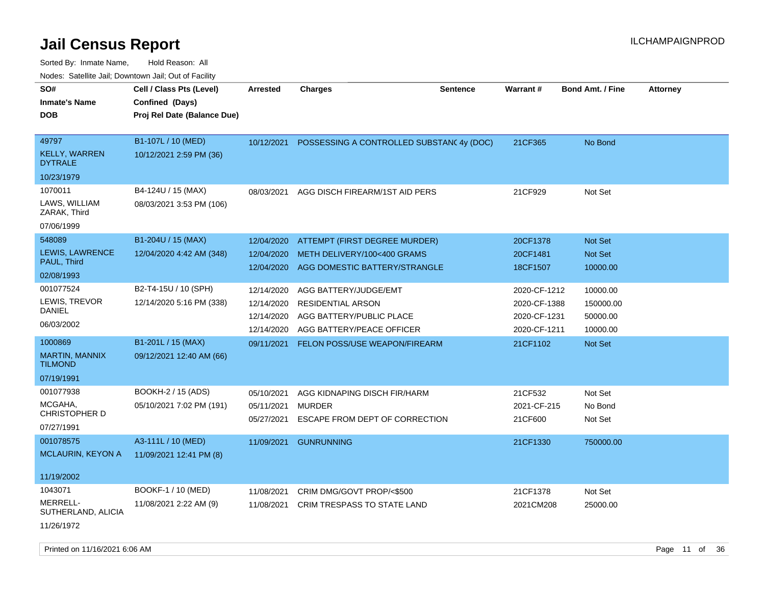# Jail Census Report

ILCHAMPAIGNPROD

Sorted By: Inmate Name, Hold Reason: All

Nodes: Satellite Jail; Downtown Jail; Out of Facility

| SO# / Inmate's Name / DOB | Cell / Class Pts (Level) / Confined (Days) / Proj Rel Date (Balance Due) | Arrested | Charges | Sentence | Warrant # | Bond Amt. / Fine | Attorney |
|---|---|---|---|---|---|---|---|
| 49797 KELLY, WARREN DYTRALE 10/23/1979 | B1-107L / 10 (MED) 10/12/2021 2:59 PM (36) | 10/12/2021 | POSSESSING A CONTROLLED SUBSTANC | 4y (DOC) | 21CF365 | No Bond | |
| 1070011 LAWS, WILLIAM ZARAK, Third 07/06/1999 | B4-124U / 15 (MAX) 08/03/2021 3:53 PM (106) | 08/03/2021 | AGG DISCH FIREARM/1ST AID PERS | | 21CF929 | Not Set | |
| 548089 LEWIS, LAWRENCE PAUL, Third 02/08/1993 | B1-204U / 15 (MAX) 12/04/2020 4:42 AM (348) | 12/04/2020 | ATTEMPT (FIRST DEGREE MURDER) | | 20CF1378 | Not Set | |
| | | 12/04/2020 | METH DELIVERY/100<400 GRAMS | | 20CF1481 | Not Set | |
| | | 12/04/2020 | AGG DOMESTIC BATTERY/STRANGLE | | 18CF1507 | 10000.00 | |
| 001077524 LEWIS, TREVOR DANIEL 06/03/2002 | B2-T4-15U / 10 (SPH) 12/14/2020 5:16 PM (338) | 12/14/2020 | AGG BATTERY/JUDGE/EMT | | 2020-CF-1212 | 10000.00 | |
| | | 12/14/2020 | RESIDENTIAL ARSON | | 2020-CF-1388 | 150000.00 | |
| | | 12/14/2020 | AGG BATTERY/PUBLIC PLACE | | 2020-CF-1231 | 50000.00 | |
| | | 12/14/2020 | AGG BATTERY/PEACE OFFICER | | 2020-CF-1211 | 10000.00 | |
| 1000869 MARTIN, MANNIX TILMOND 07/19/1991 | B1-201L / 15 (MAX) 09/12/2021 12:40 AM (66) | 09/11/2021 | FELON POSS/USE WEAPON/FIREARM | | 21CF1102 | Not Set | |
| 001077938 MCGAHA, CHRISTOPHER D 07/27/1991 | BOOKH-2 / 15 (ADS) 05/10/2021 7:02 PM (191) | 05/10/2021 | AGG KIDNAPING DISCH FIR/HARM | | 21CF532 | Not Set | |
| | | 05/11/2021 | MURDER | | 2021-CF-215 | No Bond | |
| | | 05/27/2021 | ESCAPE FROM DEPT OF CORRECTION | | 21CF600 | Not Set | |
| 001078575 MCLAURIN, KEYON A 11/19/2002 | A3-111L / 10 (MED) 11/09/2021 12:41 PM (8) | 11/09/2021 | GUNRUNNING | | 21CF1330 | 750000.00 | |
| 1043071 MERRELL-SUTHERLAND, ALICIA 11/26/1972 | BOOKF-1 / 10 (MED) 11/08/2021 2:22 AM (9) | 11/08/2021 | CRIM DMG/GOVT PROP/<$500 | | 21CF1378 | Not Set | |
| | | 11/08/2021 | CRIM TRESPASS TO STATE LAND | | 2021CM208 | 25000.00 | |

Printed on 11/16/2021 6:06 AM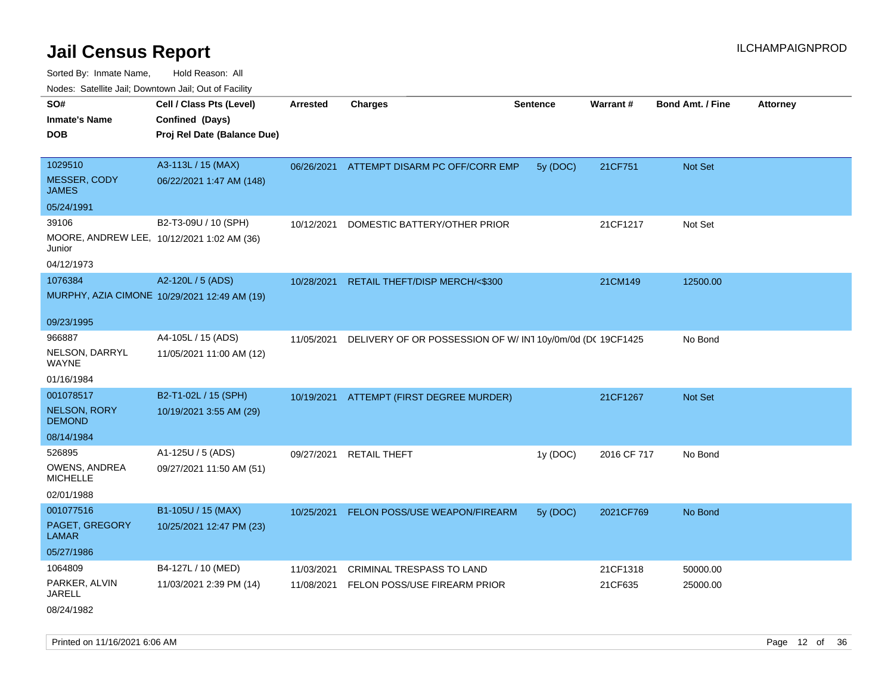# Jail Census Report

ILCHAMPAIGNPROD

Sorted By: Inmate Name, Hold Reason: All

Nodes: Satellite Jail; Downtown Jail; Out of Facility

| SO# / Inmate's Name / DOB | Cell / Class Pts (Level) / Confined (Days) / Proj Rel Date (Balance Due) | Arrested | Charges | Sentence | Warrant # | Bond Amt. / Fine | Attorney |
|---|---|---|---|---|---|---|---|
| 1029510<br>MESSER, CODY JAMES<br>05/24/1991 | A3-113L / 15 (MAX)<br>06/22/2021 1:47 AM (148) | 06/26/2021 | ATTEMPT DISARM PC OFF/CORR EMP | 5y (DOC) | 21CF751 | Not Set | |
| 39106<br>MOORE, ANDREW LEE, Junior<br>04/12/1973 | B2-T3-09U / 10 (SPH)<br>10/12/2021 1:02 AM (36) | 10/12/2021 | DOMESTIC BATTERY/OTHER PRIOR | | 21CF1217 | Not Set | |
| 1076384<br>MURPHY, AZIA CIMONE<br>09/23/1995 | A2-120L / 5 (ADS)<br>10/29/2021 12:49 AM (19) | 10/28/2021 | RETAIL THEFT/DISP MERCH/<$300 | | 21CM149 | 12500.00 | |
| 966887<br>NELSON, DARRYL WAYNE<br>01/16/1984 | A4-105L / 15 (ADS)<br>11/05/2021 11:00 AM (12) | 11/05/2021 | DELIVERY OF OR POSSESSION OF W/ INT | 10y/0m/0d (DC | 19CF1425 | No Bond | |
| 001078517<br>NELSON, RORY DEMOND<br>08/14/1984 | B2-T1-02L / 15 (SPH)<br>10/19/2021 3:55 AM (29) | 10/19/2021 | ATTEMPT (FIRST DEGREE MURDER) | | 21CF1267 | Not Set | |
| 526895<br>OWENS, ANDREA MICHELLE<br>02/01/1988 | A1-125U / 5 (ADS)<br>09/27/2021 11:50 AM (51) | 09/27/2021 | RETAIL THEFT | 1y (DOC) | 2016 CF 717 | No Bond | |
| 001077516<br>PAGET, GREGORY LAMAR<br>05/27/1986 | B1-105U / 15 (MAX)<br>10/25/2021 12:47 PM (23) | 10/25/2021 | FELON POSS/USE WEAPON/FIREARM | 5y (DOC) | 2021CF769 | No Bond | |
| 1064809<br>PARKER, ALVIN JARELL<br>08/24/1982 | B4-127L / 10 (MED)<br>11/03/2021 2:39 PM (14) | 11/03/2021<br>11/08/2021 | CRIMINAL TRESPASS TO LAND<br>FELON POSS/USE FIREARM PRIOR | | 21CF1318<br>21CF635 | 50000.00<br>25000.00 | |

Printed on 11/16/2021 6:06 AM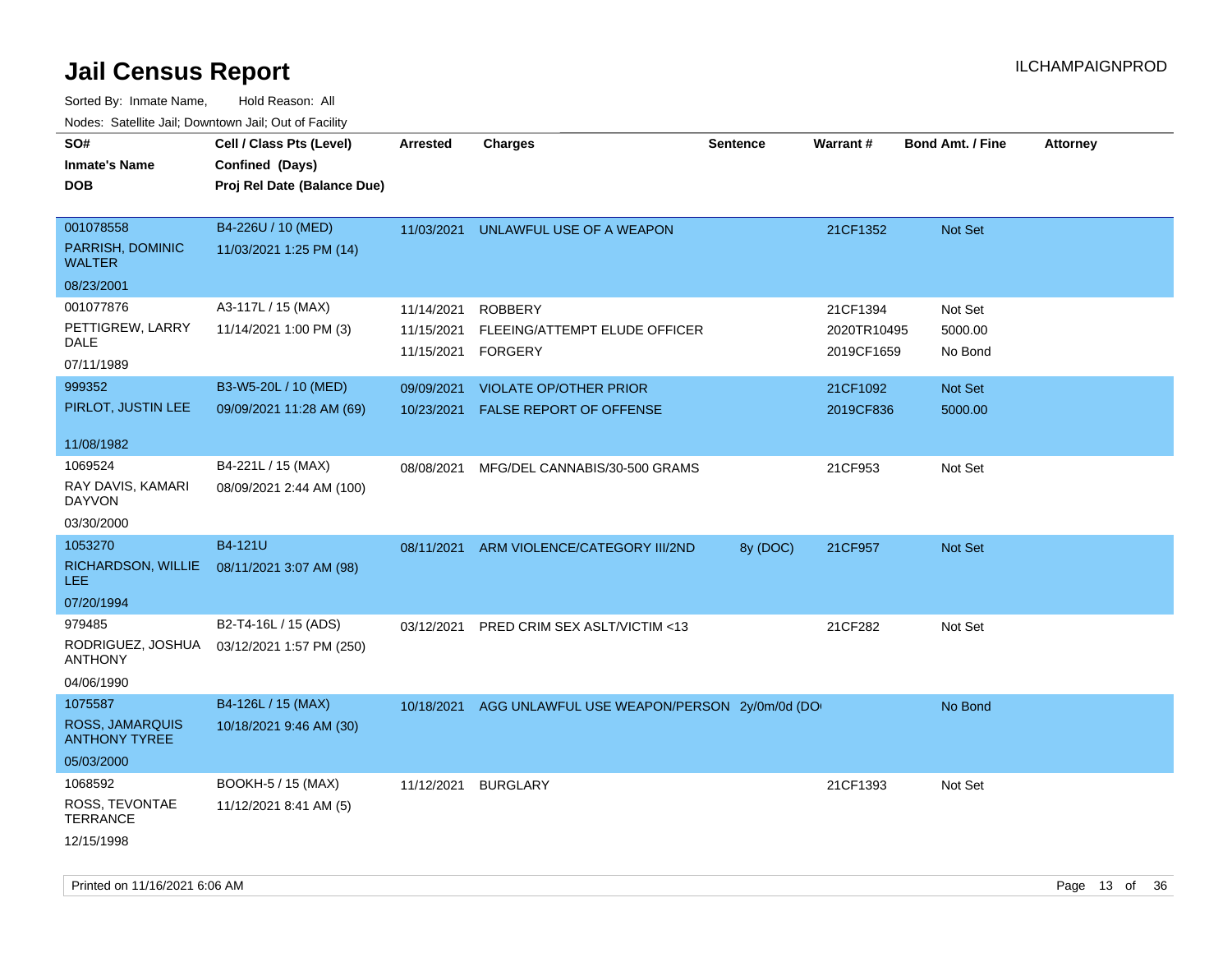# Jail Census Report

ILCHAMPAIGNPROD

Sorted By: Inmate Name, Hold Reason: All

Nodes: Satellite Jail; Downtown Jail; Out of Facility

| SO# / Inmate's Name / DOB | Cell / Class Pts (Level) / Confined (Days) / Proj Rel Date (Balance Due) | Arrested | Charges | Sentence | Warrant # | Bond Amt. / Fine | Attorney |
|---|---|---|---|---|---|---|---|
| 001078558<br>PARRISH, DOMINIC WALTER<br>08/23/2001 | B4-226U / 10 (MED)<br>11/03/2021 1:25 PM (14) | 11/03/2021 | UNLAWFUL USE OF A WEAPON | | 21CF1352 | Not Set | |
| 001077876<br>PETTIGREW, LARRY DALE<br>07/11/1989 | A3-117L / 15 (MAX)<br>11/14/2021 1:00 PM (3) | 11/14/2021 | ROBBERY | | 21CF1394 | Not Set | |
| | | 11/15/2021 | FLEEING/ATTEMPT ELUDE OFFICER | | 2020TR10495 | 5000.00 | |
| | | 11/15/2021 | FORGERY | | 2019CF1659 | No Bond | |
| 999352<br>PIRLOT, JUSTIN LEE<br>11/08/1982 | B3-W5-20L / 10 (MED)<br>09/09/2021 11:28 AM (69) | 09/09/2021 | VIOLATE OP/OTHER PRIOR | | 21CF1092 | Not Set | |
| | | 10/23/2021 | FALSE REPORT OF OFFENSE | | 2019CF836 | 5000.00 | |
| 1069524<br>RAY DAVIS, KAMARI DAYVON<br>03/30/2000 | B4-221L / 15 (MAX)<br>08/09/2021 2:44 AM (100) | 08/08/2021 | MFG/DEL CANNABIS/30-500 GRAMS | | 21CF953 | Not Set | |
| 1053270<br>RICHARDSON, WILLIE LEE<br>07/20/1994 | B4-121U<br>08/11/2021 3:07 AM (98) | 08/11/2021 | ARM VIOLENCE/CATEGORY III/2ND | 8y (DOC) | 21CF957 | Not Set | |
| 979485<br>RODRIGUEZ, JOSHUA ANTHONY<br>04/06/1990 | B2-T4-16L / 15 (ADS)<br>03/12/2021 1:57 PM (250) | 03/12/2021 | PRED CRIM SEX ASLT/VICTIM <13 | | 21CF282 | Not Set | |
| 1075587<br>ROSS, JAMARQUIS ANTHONY TYREE<br>05/03/2000 | B4-126L / 15 (MAX)<br>10/18/2021 9:46 AM (30) | 10/18/2021 | AGG UNLAWFUL USE WEAPON/PERSON | 2y/0m/0d (DO | | No Bond | |
| 1068592<br>ROSS, TEVONTAE TERRANCE<br>12/15/1998 | BOOKH-5 / 15 (MAX)<br>11/12/2021 8:41 AM (5) | 11/12/2021 | BURGLARY | | 21CF1393 | Not Set | |

Printed on 11/16/2021 6:06 AM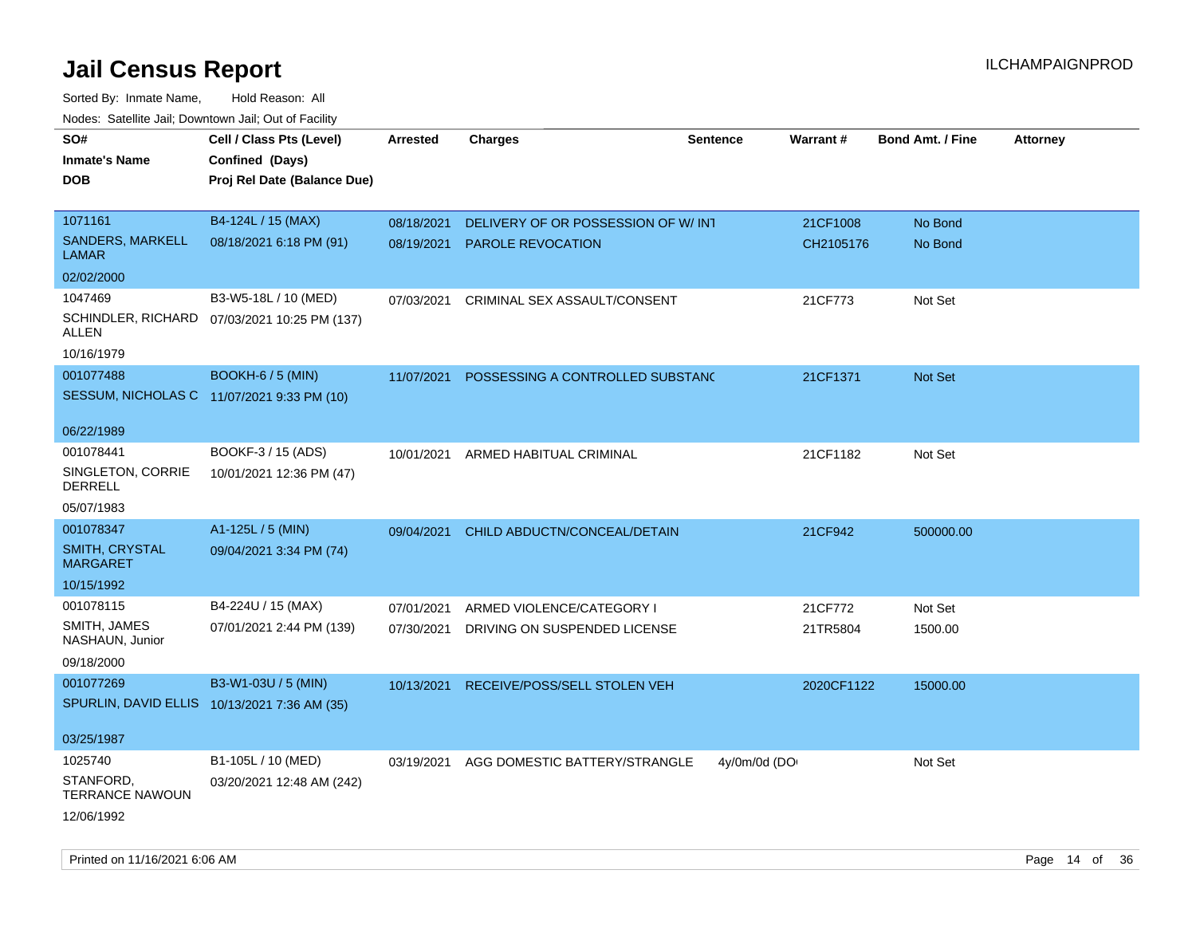# Jail Census Report

Sorted By: Inmate Name, Hold Reason: All

Nodes: Satellite Jail; Downtown Jail; Out of Facility

| SO# / Inmate's Name / DOB | Cell / Class Pts (Level) / Confined (Days) / Proj Rel Date (Balance Due) | Arrested | Charges | Sentence | Warrant # | Bond Amt. / Fine | Attorney |
|---|---|---|---|---|---|---|---|
| 1071161<br>SANDERS, MARKELL LAMAR<br>02/02/2000 | B4-124L / 15 (MAX)<br>08/18/2021 6:18 PM (91) | 08/18/2021<br>08/19/2021 | DELIVERY OF OR POSSESSION OF W/ INT<br>PAROLE REVOCATION | | 21CF1008<br>CH2105176 | No Bond<br>No Bond | |
| 1047469<br>SCHINDLER, RICHARD ALLEN<br>10/16/1979 | B3-W5-18L / 10 (MED)<br>07/03/2021 10:25 PM (137) | 07/03/2021 | CRIMINAL SEX ASSAULT/CONSENT | | 21CF773 | Not Set | |
| 001077488<br>SESSUM, NICHOLAS C<br>06/22/1989 | BOOKH-6 / 5 (MIN)<br>11/07/2021 9:33 PM (10) | 11/07/2021 | POSSESSING A CONTROLLED SUBSTANC | | 21CF1371 | Not Set | |
| 001078441<br>SINGLETON, CORRIE DERRELL<br>05/07/1983 | BOOKF-3 / 15 (ADS)<br>10/01/2021 12:36 PM (47) | 10/01/2021 | ARMED HABITUAL CRIMINAL | | 21CF1182 | Not Set | |
| 001078347<br>SMITH, CRYSTAL MARGARET<br>10/15/1992 | A1-125L / 5 (MIN)<br>09/04/2021 3:34 PM (74) | 09/04/2021 | CHILD ABDUCTN/CONCEAL/DETAIN | | 21CF942 | 500000.00 | |
| 001078115<br>SMITH, JAMES NASHAUN, Junior<br>09/18/2000 | B4-224U / 15 (MAX)<br>07/01/2021 2:44 PM (139) | 07/01/2021<br>07/30/2021 | ARMED VIOLENCE/CATEGORY I<br>DRIVING ON SUSPENDED LICENSE | | 21CF772<br>21TR5804 | Not Set<br>1500.00 | |
| 001077269<br>SPURLIN, DAVID ELLIS<br>03/25/1987 | B3-W1-03U / 5 (MIN)<br>10/13/2021 7:36 AM (35) | 10/13/2021 | RECEIVE/POSS/SELL STOLEN VEH | | 2020CF1122 | 15000.00 | |
| 1025740<br>STANFORD, TERRANCE NAWOUN<br>12/06/1992 | B1-105L / 10 (MED)<br>03/20/2021 12:48 AM (242) | 03/19/2021 | AGG DOMESTIC BATTERY/STRANGLE | 4y/0m/0d (DO | | Not Set | |

Printed on 11/16/2021 6:06 AM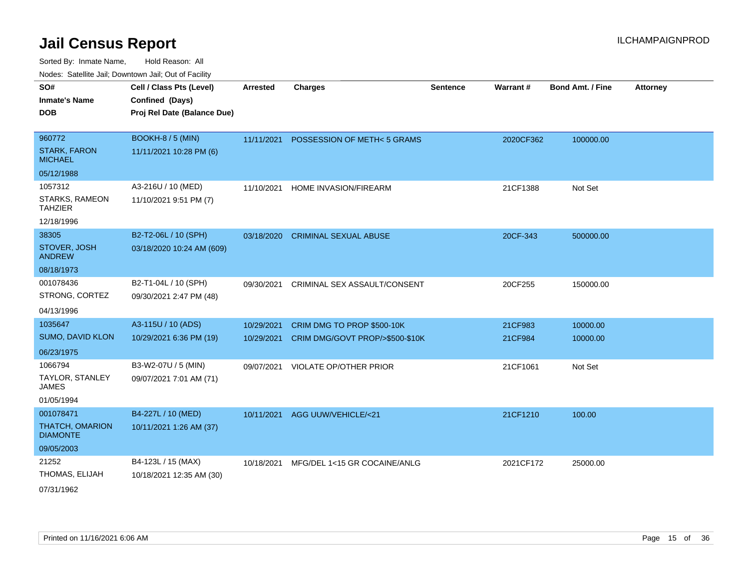# Jail Census Report

ILCHAMPAIGNPROD

Sorted By: Inmate Name, Hold Reason: All

Nodes: Satellite Jail; Downtown Jail; Out of Facility

| SO# / Inmate's Name / DOB | Cell / Class Pts (Level) / Confined (Days) / Proj Rel Date (Balance Due) | Arrested | Charges | Sentence | Warrant # | Bond Amt. / Fine | Attorney |
|---|---|---|---|---|---|---|---|
| 960772<br>STARK, FARON MICHAEL<br>05/12/1988 | BOOKH-8 / 5 (MIN)<br>11/11/2021 10:28 PM (6) | 11/11/2021 | POSSESSION OF METH< 5 GRAMS | | 2020CF362 | 100000.00 | |
| 1057312<br>STARKS, RAMEON TAHZIER<br>12/18/1996 | A3-216U / 10 (MED)<br>11/10/2021 9:51 PM (7) | 11/10/2021 | HOME INVASION/FIREARM | | 21CF1388 | Not Set | |
| 38305<br>STOVER, JOSH ANDREW<br>08/18/1973 | B2-T2-06L / 10 (SPH)<br>03/18/2020 10:24 AM (609) | 03/18/2020 | CRIMINAL SEXUAL ABUSE | | 20CF-343 | 500000.00 | |
| 001078436<br>STRONG, CORTEZ<br>04/13/1996 | B2-T1-04L / 10 (SPH)<br>09/30/2021 2:47 PM (48) | 09/30/2021 | CRIMINAL SEX ASSAULT/CONSENT | | 20CF255 | 150000.00 | |
| 1035647<br>SUMO, DAVID KLON<br>06/23/1975 | A3-115U / 10 (ADS)<br>10/29/2021 6:36 PM (19) | 10/29/2021<br>10/29/2021 | CRIM DMG TO PROP $500-10K<br>CRIM DMG/GOVT PROP/>$500-$10K | | 21CF983<br>21CF984 | 10000.00<br>10000.00 | |
| 1066794<br>TAYLOR, STANLEY JAMES<br>01/05/1994 | B3-W2-07U / 5 (MIN)<br>09/07/2021 7:01 AM (71) | 09/07/2021 | VIOLATE OP/OTHER PRIOR | | 21CF1061 | Not Set | |
| 001078471<br>THATCH, OMARION DIAMONTE<br>09/05/2003 | B4-227L / 10 (MED)<br>10/11/2021 1:26 AM (37) | 10/11/2021 | AGG UUW/VEHICLE/<21 | | 21CF1210 | 100.00 | |
| 21252<br>THOMAS, ELIJAH<br>07/31/1962 | B4-123L / 15 (MAX)<br>10/18/2021 12:35 AM (30) | 10/18/2021 | MFG/DEL 1<15 GR COCAINE/ANLG | | 2021CF172 | 25000.00 | |

Printed on 11/16/2021 6:06 AM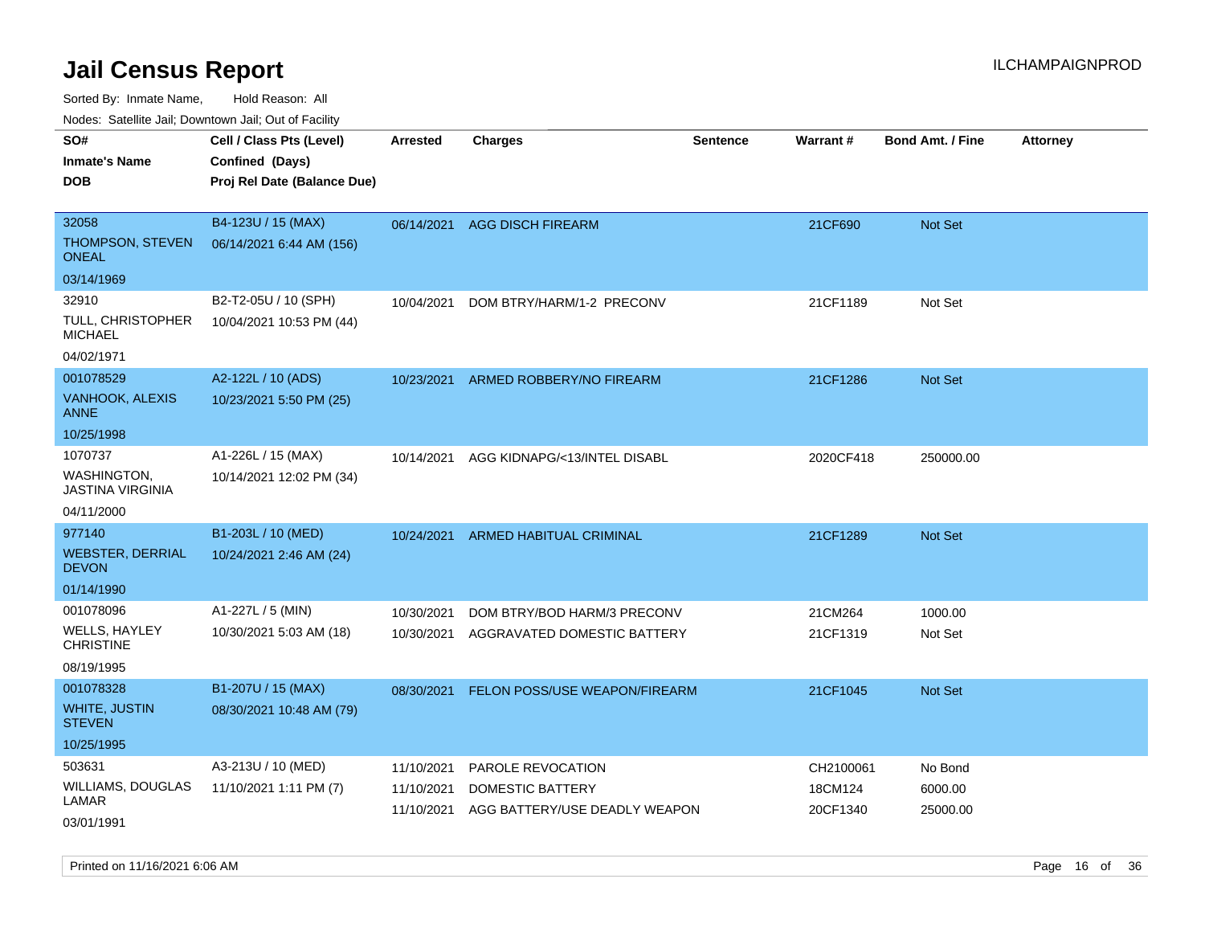# Jail Census Report

ILCHAMPAIGNPROD

Sorted By: Inmate Name, Hold Reason: All

Nodes: Satellite Jail; Downtown Jail; Out of Facility

| SO# / Inmate's Name / DOB | Cell / Class Pts (Level) / Confined (Days) / Proj Rel Date (Balance Due) | Arrested | Charges | Sentence | Warrant # | Bond Amt. / Fine | Attorney |
|---|---|---|---|---|---|---|---|
| 32058<br>THOMPSON, STEVEN ONEAL<br>03/14/1969 | B4-123U / 15 (MAX)<br>06/14/2021 6:44 AM (156) | 06/14/2021 | AGG DISCH FIREARM | | 21CF690 | Not Set | |
| 32910<br>TULL, CHRISTOPHER MICHAEL<br>04/02/1971 | B2-T2-05U / 10 (SPH)<br>10/04/2021 10:53 PM (44) | 10/04/2021 | DOM BTRY/HARM/1-2 PRECONV | | 21CF1189 | Not Set | |
| 001078529<br>VANHOOK, ALEXIS ANNE<br>10/25/1998 | A2-122L / 10 (ADS)<br>10/23/2021 5:50 PM (25) | 10/23/2021 | ARMED ROBBERY/NO FIREARM | | 21CF1286 | Not Set | |
| 1070737<br>WASHINGTON, JASTINA VIRGINIA<br>04/11/2000 | A1-226L / 15 (MAX)<br>10/14/2021 12:02 PM (34) | 10/14/2021 | AGG KIDNAPG/<13/INTEL DISABL | | 2020CF418 | 250000.00 | |
| 977140<br>WEBSTER, DERRIAL DEVON<br>01/14/1990 | B1-203L / 10 (MED)<br>10/24/2021 2:46 AM (24) | 10/24/2021 | ARMED HABITUAL CRIMINAL | | 21CF1289 | Not Set | |
| 001078096<br>WELLS, HAYLEY CHRISTINE<br>08/19/1995 | A1-227L / 5 (MIN)<br>10/30/2021 5:03 AM (18) | 10/30/2021<br>10/30/2021 | DOM BTRY/BOD HARM/3 PRECONV<br>AGGRAVATED DOMESTIC BATTERY | | 21CM264<br>21CF1319 | 1000.00<br>Not Set | |
| 001078328<br>WHITE, JUSTIN STEVEN<br>10/25/1995 | B1-207U / 15 (MAX)<br>08/30/2021 10:48 AM (79) | 08/30/2021 | FELON POSS/USE WEAPON/FIREARM | | 21CF1045 | Not Set | |
| 503631<br>WILLIAMS, DOUGLAS LAMAR<br>03/01/1991 | A3-213U / 10 (MED)<br>11/10/2021 1:11 PM (7) | 11/10/2021<br>11/10/2021<br>11/10/2021 | PAROLE REVOCATION<br>DOMESTIC BATTERY<br>AGG BATTERY/USE DEADLY WEAPON | | CH2100061<br>18CM124<br>20CF1340 | No Bond<br>6000.00<br>25000.00 | |

Printed on 11/16/2021 6:06 AM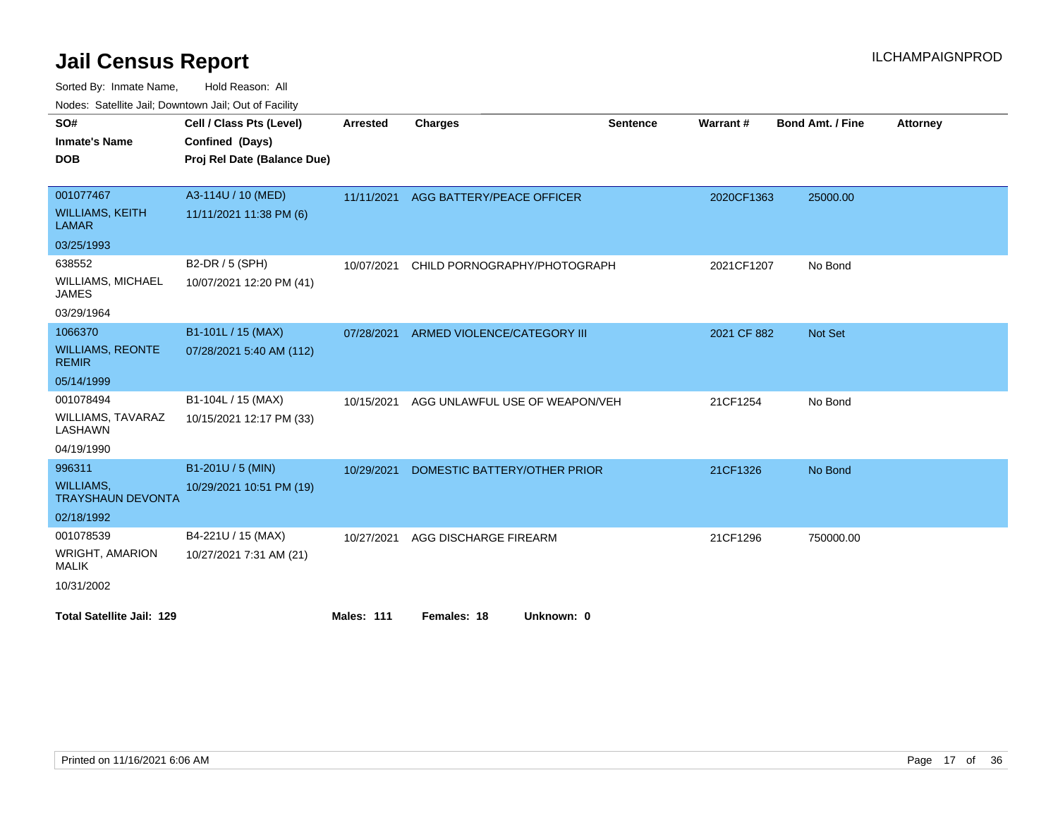# Jail Census Report

ILCHAMPAIGNPROD

Sorted By: Inmate Name, Hold Reason: All

Nodes: Satellite Jail; Downtown Jail; Out of Facility

| SO# / Inmate's Name / DOB | Cell / Class Pts (Level) / Confined (Days) / Proj Rel Date (Balance Due) | Arrested | Charges | Sentence | Warrant # | Bond Amt. / Fine | Attorney |
|---|---|---|---|---|---|---|---|
| 001077467<br>WILLIAMS, KEITH LAMAR<br>03/25/1993 | A3-114U / 10 (MED)<br>11/11/2021 11:38 PM (6) | 11/11/2021 | AGG BATTERY/PEACE OFFICER | | 2020CF1363 | 25000.00 | |
| 638552<br>WILLIAMS, MICHAEL JAMES<br>03/29/1964 | B2-DR / 5 (SPH)<br>10/07/2021 12:20 PM (41) | 10/07/2021 | CHILD PORNOGRAPHY/PHOTOGRAPH | | 2021CF1207 | No Bond | |
| 1066370<br>WILLIAMS, REONTE REMIR<br>05/14/1999 | B1-101L / 15 (MAX)<br>07/28/2021 5:40 AM (112) | 07/28/2021 | ARMED VIOLENCE/CATEGORY III | | 2021 CF 882 | Not Set | |
| 001078494<br>WILLIAMS, TAVARAZ LASHAWN<br>04/19/1990 | B1-104L / 15 (MAX)<br>10/15/2021 12:17 PM (33) | 10/15/2021 | AGG UNLAWFUL USE OF WEAPON/VEH | | 21CF1254 | No Bond | |
| 996311<br>WILLIAMS, TRAYSHAUN DEVONTA<br>02/18/1992 | B1-201U / 5 (MIN)<br>10/29/2021 10:51 PM (19) | 10/29/2021 | DOMESTIC BATTERY/OTHER PRIOR | | 21CF1326 | No Bond | |
| 001078539<br>WRIGHT, AMARION MALIK<br>10/31/2002 | B4-221U / 15 (MAX)<br>10/27/2021 7:31 AM (21) | 10/27/2021 | AGG DISCHARGE FIREARM | | 21CF1296 | 750000.00 | |

**Total Satellite Jail: 129** **Males: 111** **Females: 18** **Unknown: 0**

Printed on 11/16/2021 6:06 AM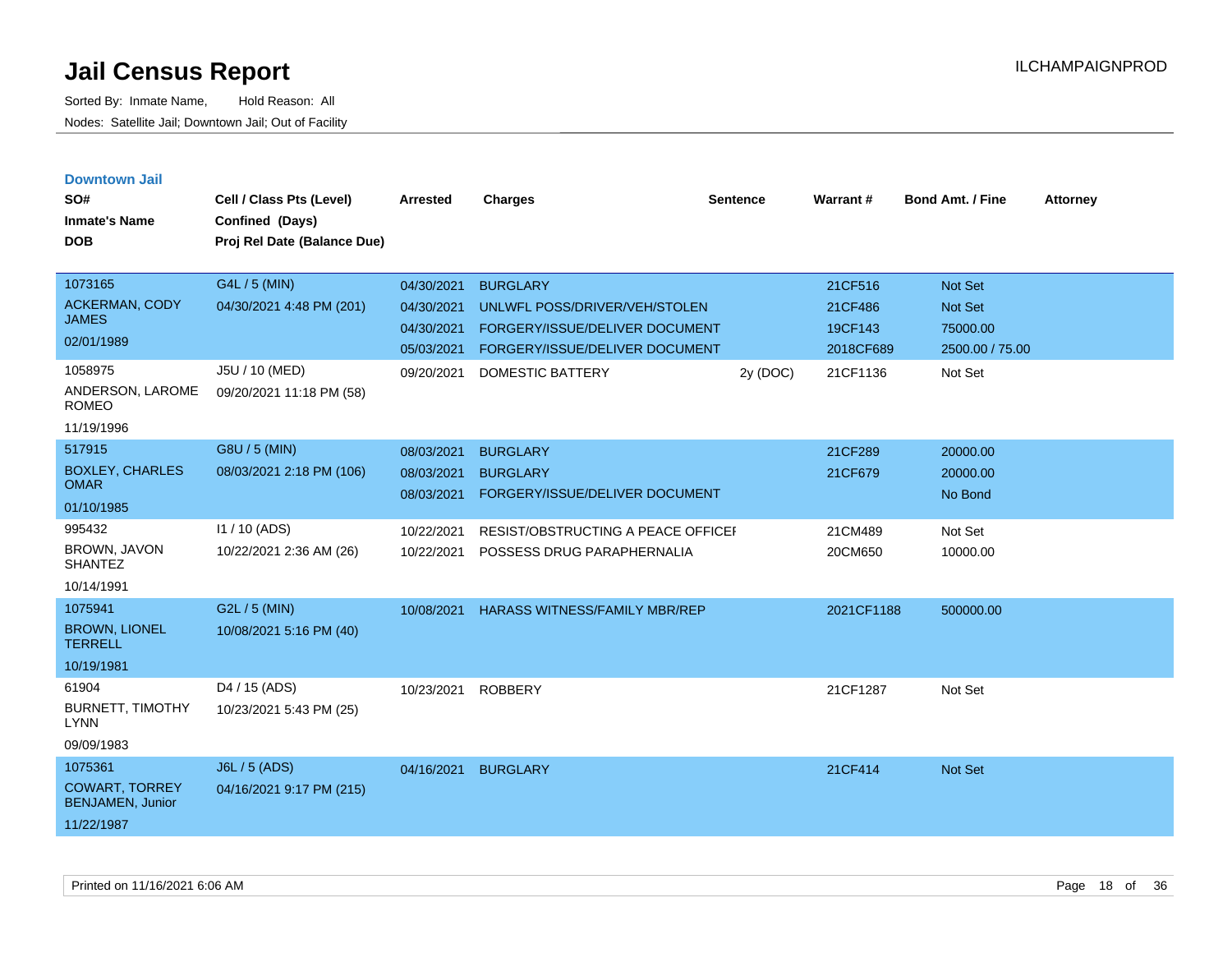# Jail Census Report

Sorted By: Inmate Name, Hold Reason: All

Nodes: Satellite Jail; Downtown Jail; Out of Facility

ILCHAMPAIGNPROD

## Downtown Jail

| SO# / Inmate's Name / DOB | Cell / Class Pts (Level) / Confined (Days) / Proj Rel Date (Balance Due) | Arrested | Charges | Sentence | Warrant # | Bond Amt. / Fine | Attorney |
|---|---|---|---|---|---|---|---|
| 1073165<br>ACKERMAN, CODY JAMES<br>02/01/1989 | G4L / 5 (MIN)<br>04/30/2021 4:48 PM (201) | 04/30/2021 | BURGLARY | | 21CF516 | Not Set | |
| | | 04/30/2021 | UNLWFL POSS/DRIVER/VEH/STOLEN | | 21CF486 | Not Set | |
| | | 04/30/2021 | FORGERY/ISSUE/DELIVER DOCUMENT | | 19CF143 | 75000.00 | |
| | | 05/03/2021 | FORGERY/ISSUE/DELIVER DOCUMENT | | 2018CF689 | 2500.00 / 75.00 | |
| 1058975<br>ANDERSON, LAROME ROMEO<br>11/19/1996 | J5U / 10 (MED)<br>09/20/2021 11:18 PM (58) | 09/20/2021 | DOMESTIC BATTERY | 2y (DOC) | 21CF1136 | Not Set | |
| 517915<br>BOXLEY, CHARLES OMAR<br>01/10/1985 | G8U / 5 (MIN)<br>08/03/2021 2:18 PM (106) | 08/03/2021 | BURGLARY | | 21CF289 | 20000.00 | |
| | | 08/03/2021 | BURGLARY | | 21CF679 | 20000.00 | |
| | | 08/03/2021 | FORGERY/ISSUE/DELIVER DOCUMENT | | | No Bond | |
| 995432<br>BROWN, JAVON SHANTEZ<br>10/14/1991 | I1 / 10 (ADS)<br>10/22/2021 2:36 AM (26) | 10/22/2021 | RESIST/OBSTRUCTING A PEACE OFFICEI | | 21CM489 | Not Set | |
| | | 10/22/2021 | POSSESS DRUG PARAPHERNALIA | | 20CM650 | 10000.00 | |
| 1075941<br>BROWN, LIONEL TERRELL<br>10/19/1981 | G2L / 5 (MIN)<br>10/08/2021 5:16 PM (40) | 10/08/2021 | HARASS WITNESS/FAMILY MBR/REP | | 2021CF1188 | 500000.00 | |
| 61904<br>BURNETT, TIMOTHY LYNN<br>09/09/1983 | D4 / 15 (ADS)<br>10/23/2021 5:43 PM (25) | 10/23/2021 | ROBBERY | | 21CF1287 | Not Set | |
| 1075361<br>COWART, TORREY BENJAMEN, Junior<br>11/22/1987 | J6L / 5 (ADS)<br>04/16/2021 9:17 PM (215) | 04/16/2021 | BURGLARY | | 21CF414 | Not Set | |

Printed on 11/16/2021 6:06 AM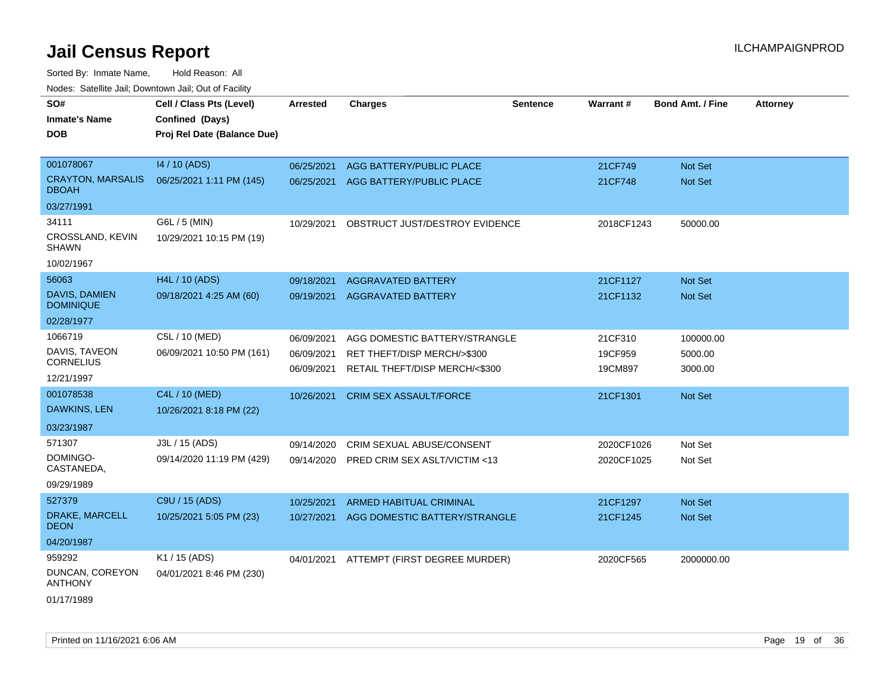# Jail Census Report

ILCHAMPAIGNPROD

Sorted By: Inmate Name, Hold Reason: All

Nodes: Satellite Jail; Downtown Jail; Out of Facility

| SO# / Inmate's Name / DOB | Cell / Class Pts (Level) / Confined (Days) / Proj Rel Date (Balance Due) | Arrested | Charges | Sentence | Warrant # | Bond Amt. / Fine | Attorney |
|---|---|---|---|---|---|---|---|
| 001078067<br>CRAYTON, MARSALIS DBOAH<br>03/27/1991 | I4 / 10 (ADS)<br>06/25/2021 1:11 PM (145) | 06/25/2021<br>06/25/2021 | AGG BATTERY/PUBLIC PLACE<br>AGG BATTERY/PUBLIC PLACE | | 21CF749<br>21CF748 | Not Set<br>Not Set | |
| 34111<br>CROSSLAND, KEVIN SHAWN<br>10/02/1967 | G6L / 5 (MIN)<br>10/29/2021 10:15 PM (19) | 10/29/2021 | OBSTRUCT JUST/DESTROY EVIDENCE | | 2018CF1243 | 50000.00 | |
| 56063<br>DAVIS, DAMIEN DOMINIQUE<br>02/28/1977 | H4L / 10 (ADS)<br>09/18/2021 4:25 AM (60) | 09/18/2021<br>09/19/2021 | AGGRAVATED BATTERY<br>AGGRAVATED BATTERY | | 21CF1127<br>21CF1132 | Not Set<br>Not Set | |
| 1066719<br>DAVIS, TAVEON CORNELIUS<br>12/21/1997 | C5L / 10 (MED)<br>06/09/2021 10:50 PM (161) | 06/09/2021<br>06/09/2021<br>06/09/2021 | AGG DOMESTIC BATTERY/STRANGLE<br>RET THEFT/DISP MERCH/>$300<br>RETAIL THEFT/DISP MERCH/<$300 | | 21CF310<br>19CF959<br>19CM897 | 100000.00<br>5000.00<br>3000.00 | |
| 001078538<br>DAWKINS, LEN<br>03/23/1987 | C4L / 10 (MED)<br>10/26/2021 8:18 PM (22) | 10/26/2021 | CRIM SEX ASSAULT/FORCE | | 21CF1301 | Not Set | |
| 571307<br>DOMINGO-CASTANEDA,<br>09/29/1989 | J3L / 15 (ADS)<br>09/14/2020 11:19 PM (429) | 09/14/2020<br>09/14/2020 | CRIM SEXUAL ABUSE/CONSENT<br>PRED CRIM SEX ASLT/VICTIM <13 | | 2020CF1026<br>2020CF1025 | Not Set<br>Not Set | |
| 527379<br>DRAKE, MARCELL DEON<br>04/20/1987 | C9U / 15 (ADS)<br>10/25/2021 5:05 PM (23) | 10/25/2021<br>10/27/2021 | ARMED HABITUAL CRIMINAL<br>AGG DOMESTIC BATTERY/STRANGLE | | 21CF1297<br>21CF1245 | Not Set<br>Not Set | |
| 959292<br>DUNCAN, COREYON ANTHONY<br>01/17/1989 | K1 / 15 (ADS)<br>04/01/2021 8:46 PM (230) | 04/01/2021 | ATTEMPT (FIRST DEGREE MURDER) | | 2020CF565 | 2000000.00 | |

Printed on 11/16/2021 6:06 AM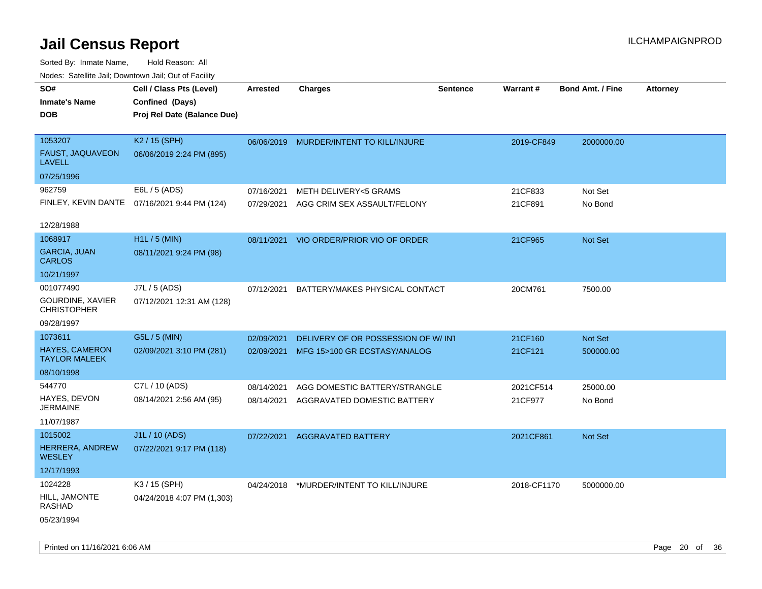# Jail Census Report

Sorted By: Inmate Name, Hold Reason: All

Nodes: Satellite Jail; Downtown Jail; Out of Facility

| SO# / Inmate's Name / DOB | Cell / Class Pts (Level) / Confined (Days) / Proj Rel Date (Balance Due) | Arrested | Charges | Sentence | Warrant # | Bond Amt. / Fine | Attorney |
|---|---|---|---|---|---|---|---|
| 1053207<br>FAUST, JAQUAVEON LAVELL<br>07/25/1996 | K2 / 15 (SPH)<br>06/06/2019 2:24 PM (895) | 06/06/2019 | MURDER/INTENT TO KILL/INJURE | | 2019-CF849 | 2000000.00 | |
| 962759<br>FINLEY, KEVIN DANTE<br>12/28/1988 | E6L / 5 (ADS)<br>07/16/2021 9:44 PM (124) | 07/16/2021<br>07/29/2021 | METH DELIVERY<5 GRAMS<br>AGG CRIM SEX ASSAULT/FELONY | | 21CF833<br>21CF891 | Not Set<br>No Bond | |
| 1068917<br>GARCIA, JUAN CARLOS<br>10/21/1997 | H1L / 5 (MIN)<br>08/11/2021 9:24 PM (98) | 08/11/2021 | VIO ORDER/PRIOR VIO OF ORDER | | 21CF965 | Not Set | |
| 001077490<br>GOURDINE, XAVIER CHRISTOPHER<br>09/28/1997 | J7L / 5 (ADS)<br>07/12/2021 12:31 AM (128) | 07/12/2021 | BATTERY/MAKES PHYSICAL CONTACT | | 20CM761 | 7500.00 | |
| 1073611<br>HAYES, CAMERON TAYLOR MALEEK<br>08/10/1998 | G5L / 5 (MIN)<br>02/09/2021 3:10 PM (281) | 02/09/2021<br>02/09/2021 | DELIVERY OF OR POSSESSION OF W/ INT<br>MFG 15>100 GR ECSTASY/ANALOG | | 21CF160<br>21CF121 | Not Set<br>500000.00 | |
| 544770<br>HAYES, DEVON JERMAINE<br>11/07/1987 | C7L / 10 (ADS)<br>08/14/2021 2:56 AM (95) | 08/14/2021<br>08/14/2021 | AGG DOMESTIC BATTERY/STRANGLE<br>AGGRAVATED DOMESTIC BATTERY | | 2021CF514<br>21CF977 | 25000.00<br>No Bond | |
| 1015002<br>HERRERA, ANDREW WESLEY<br>12/17/1993 | J1L / 10 (ADS)<br>07/22/2021 9:17 PM (118) | 07/22/2021 | AGGRAVATED BATTERY | | 2021CF861 | Not Set | |
| 1024228<br>HILL, JAMONTE RASHAD<br>05/23/1994 | K3 / 15 (SPH)<br>04/24/2018 4:07 PM (1,303) | 04/24/2018 | *MURDER/INTENT TO KILL/INJURE | | 2018-CF1170 | 5000000.00 | |

Printed on 11/16/2021 6:06 AM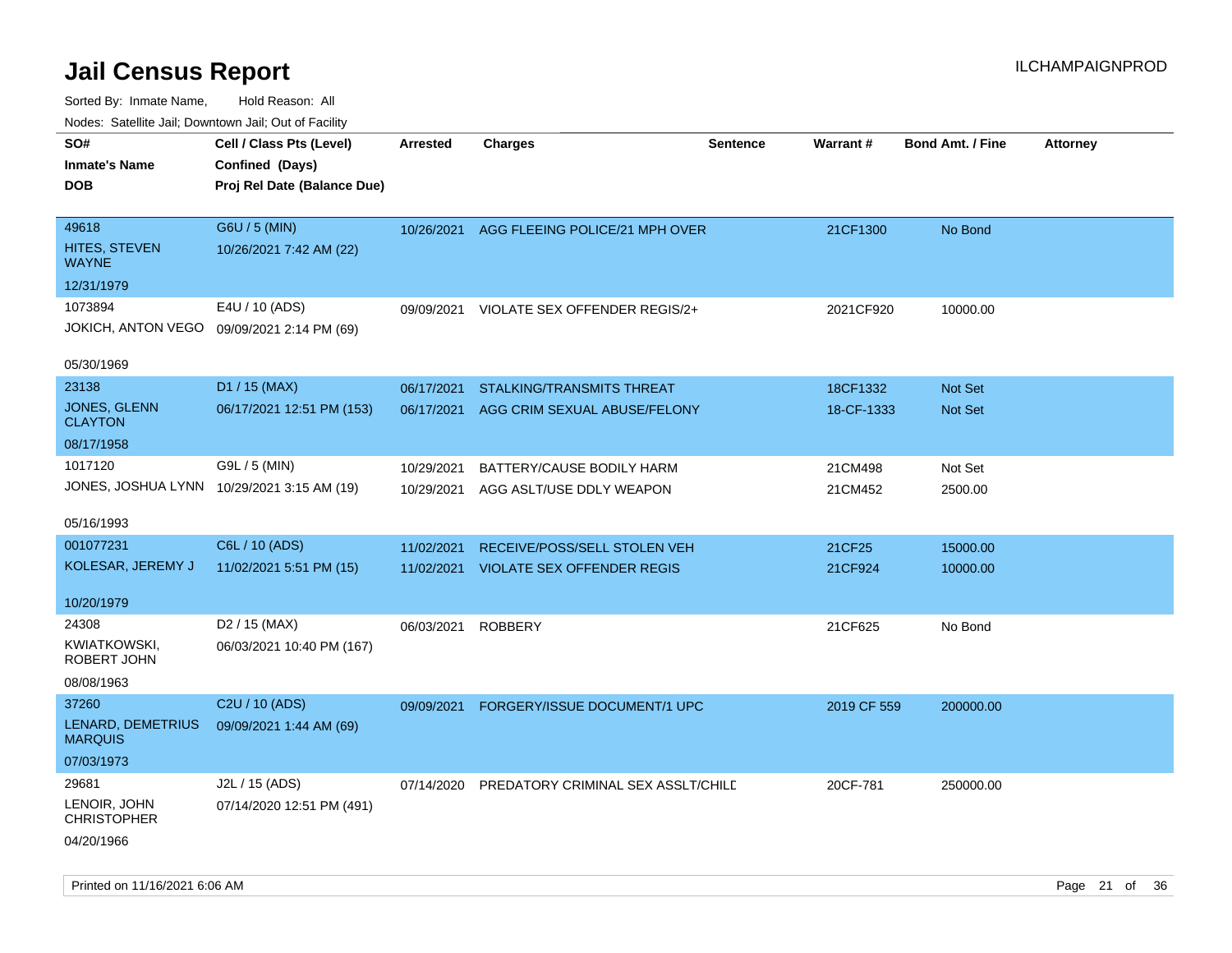# Jail Census Report

ILCHAMPAIGNPROD

Sorted By: Inmate Name, Hold Reason: All

Nodes: Satellite Jail; Downtown Jail; Out of Facility

| SO# / Inmate's Name / DOB | Cell / Class Pts (Level) / Confined (Days) / Proj Rel Date (Balance Due) | Arrested | Charges | Sentence | Warrant # | Bond Amt. / Fine | Attorney |
|---|---|---|---|---|---|---|---|
| 49618<br>HITES, STEVEN WAYNE<br>12/31/1979 | G6U / 5 (MIN)<br>10/26/2021 7:42 AM (22) | 10/26/2021 | AGG FLEEING POLICE/21 MPH OVER | | 21CF1300 | No Bond | |
| 1073894<br>JOKICH, ANTON VEGO<br>05/30/1969 | E4U / 10 (ADS)<br>09/09/2021 2:14 PM (69) | 09/09/2021 | VIOLATE SEX OFFENDER REGIS/2+ | | 2021CF920 | 10000.00 | |
| 23138<br>JONES, GLENN CLAYTON<br>08/17/1958 | D1 / 15 (MAX)<br>06/17/2021 12:51 PM (153) | 06/17/2021<br>06/17/2021 | STALKING/TRANSMITS THREAT<br>AGG CRIM SEXUAL ABUSE/FELONY | | 18CF1332<br>18-CF-1333 | Not Set<br>Not Set | |
| 1017120<br>JONES, JOSHUA LYNN<br>05/16/1993 | G9L / 5 (MIN)<br>10/29/2021 3:15 AM (19) | 10/29/2021<br>10/29/2021 | BATTERY/CAUSE BODILY HARM<br>AGG ASLT/USE DDLY WEAPON | | 21CM498<br>21CM452 | Not Set<br>2500.00 | |
| 001077231<br>KOLESAR, JEREMY J<br>10/20/1979 | C6L / 10 (ADS)<br>11/02/2021 5:51 PM (15) | 11/02/2021<br>11/02/2021 | RECEIVE/POSS/SELL STOLEN VEH<br>VIOLATE SEX OFFENDER REGIS | | 21CF25<br>21CF924 | 15000.00<br>10000.00 | |
| 24308<br>KWIATKOWSKI, ROBERT JOHN<br>08/08/1963 | D2 / 15 (MAX)<br>06/03/2021 10:40 PM (167) | 06/03/2021 | ROBBERY | | 21CF625 | No Bond | |
| 37260<br>LENARD, DEMETRIUS MARQUIS<br>07/03/1973 | C2U / 10 (ADS)<br>09/09/2021 1:44 AM (69) | 09/09/2021 | FORGERY/ISSUE DOCUMENT/1 UPC | | 2019 CF 559 | 200000.00 | |
| 29681<br>LENOIR, JOHN CHRISTOPHER<br>04/20/1966 | J2L / 15 (ADS)<br>07/14/2020 12:51 PM (491) | 07/14/2020 | PREDATORY CRIMINAL SEX ASSLT/CHILD | | 20CF-781 | 250000.00 | |

Printed on 11/16/2021 6:06 AM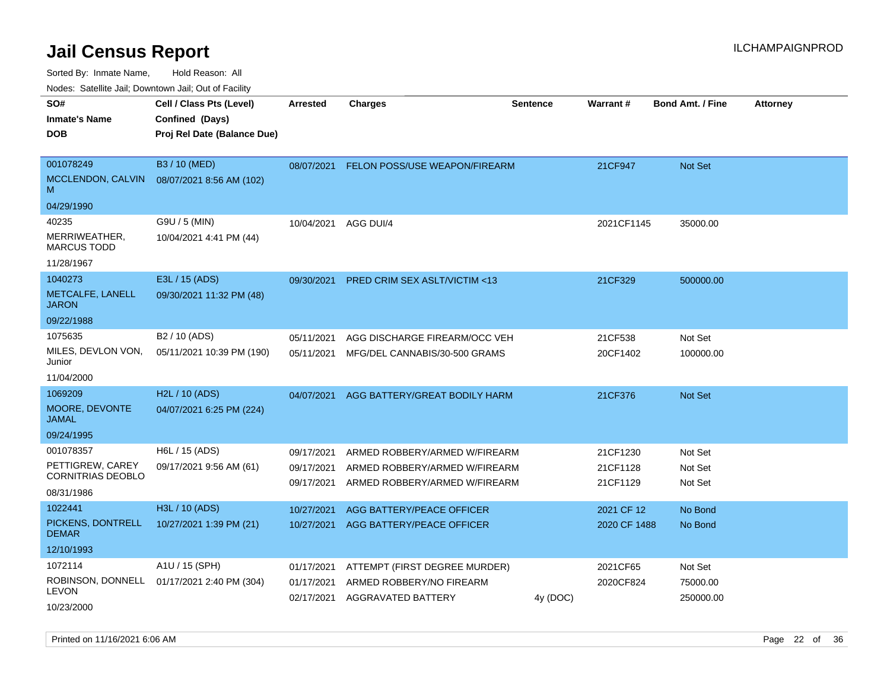# Jail Census Report

ILCHAMPAIGNPROD

Sorted By: Inmate Name, Hold Reason: All

Nodes: Satellite Jail; Downtown Jail; Out of Facility

| SO# / Inmate's Name / DOB | Cell / Class Pts (Level) / Confined (Days) / Proj Rel Date (Balance Due) | Arrested | Charges | Sentence | Warrant # | Bond Amt. / Fine | Attorney |
|---|---|---|---|---|---|---|---|
| 001078249<br>MCCLENDON, CALVIN M<br>04/29/1990 | B3 / 10 (MED)<br>08/07/2021 8:56 AM (102) | 08/07/2021 | FELON POSS/USE WEAPON/FIREARM | | 21CF947 | Not Set | |
| 40235<br>MERRIWEATHER, MARCUS TODD<br>11/28/1967 | G9U / 5 (MIN)<br>10/04/2021 4:41 PM (44) | 10/04/2021 | AGG DUI/4 | | 2021CF1145 | 35000.00 | |
| 1040273<br>METCALFE, LANELL JARON<br>09/22/1988 | E3L / 15 (ADS)<br>09/30/2021 11:32 PM (48) | 09/30/2021 | PRED CRIM SEX ASLT/VICTIM <13 | | 21CF329 | 500000.00 | |
| 1075635<br>MILES, DEVLON VON, Junior<br>11/04/2000 | B2 / 10 (ADS)<br>05/11/2021 10:39 PM (190) | 05/11/2021 | AGG DISCHARGE FIREARM/OCC VEH | | 21CF538 | Not Set | |
| | | 05/11/2021 | MFG/DEL CANNABIS/30-500 GRAMS | | 20CF1402 | 100000.00 | |
| 1069209<br>MOORE, DEVONTE JAMAL<br>09/24/1995 | H2L / 10 (ADS)<br>04/07/2021 6:25 PM (224) | 04/07/2021 | AGG BATTERY/GREAT BODILY HARM | | 21CF376 | Not Set | |
| 001078357<br>PETTIGREW, CAREY CORNITRIAS DEOBLO<br>08/31/1986 | H6L / 15 (ADS)<br>09/17/2021 9:56 AM (61) | 09/17/2021 | ARMED ROBBERY/ARMED W/FIREARM | | 21CF1230 | Not Set | |
| | | 09/17/2021 | ARMED ROBBERY/ARMED W/FIREARM | | 21CF1128 | Not Set | |
| | | 09/17/2021 | ARMED ROBBERY/ARMED W/FIREARM | | 21CF1129 | Not Set | |
| 1022441<br>PICKENS, DONTRELL DEMAR<br>12/10/1993 | H3L / 10 (ADS)<br>10/27/2021 1:39 PM (21) | 10/27/2021 | AGG BATTERY/PEACE OFFICER | | 2021 CF 12 | No Bond | |
| | | 10/27/2021 | AGG BATTERY/PEACE OFFICER | | 2020 CF 1488 | No Bond | |
| 1072114<br>ROBINSON, DONNELL LEVON<br>10/23/2000 | A1U / 15 (SPH)<br>01/17/2021 2:40 PM (304) | 01/17/2021 | ATTEMPT (FIRST DEGREE MURDER) | | 2021CF65 | Not Set | |
| | | 01/17/2021 | ARMED ROBBERY/NO FIREARM | | 2020CF824 | 75000.00 | |
| | | 02/17/2021 | AGGRAVATED BATTERY | 4y (DOC) | | 250000.00 | |

Printed on 11/16/2021 6:06 AM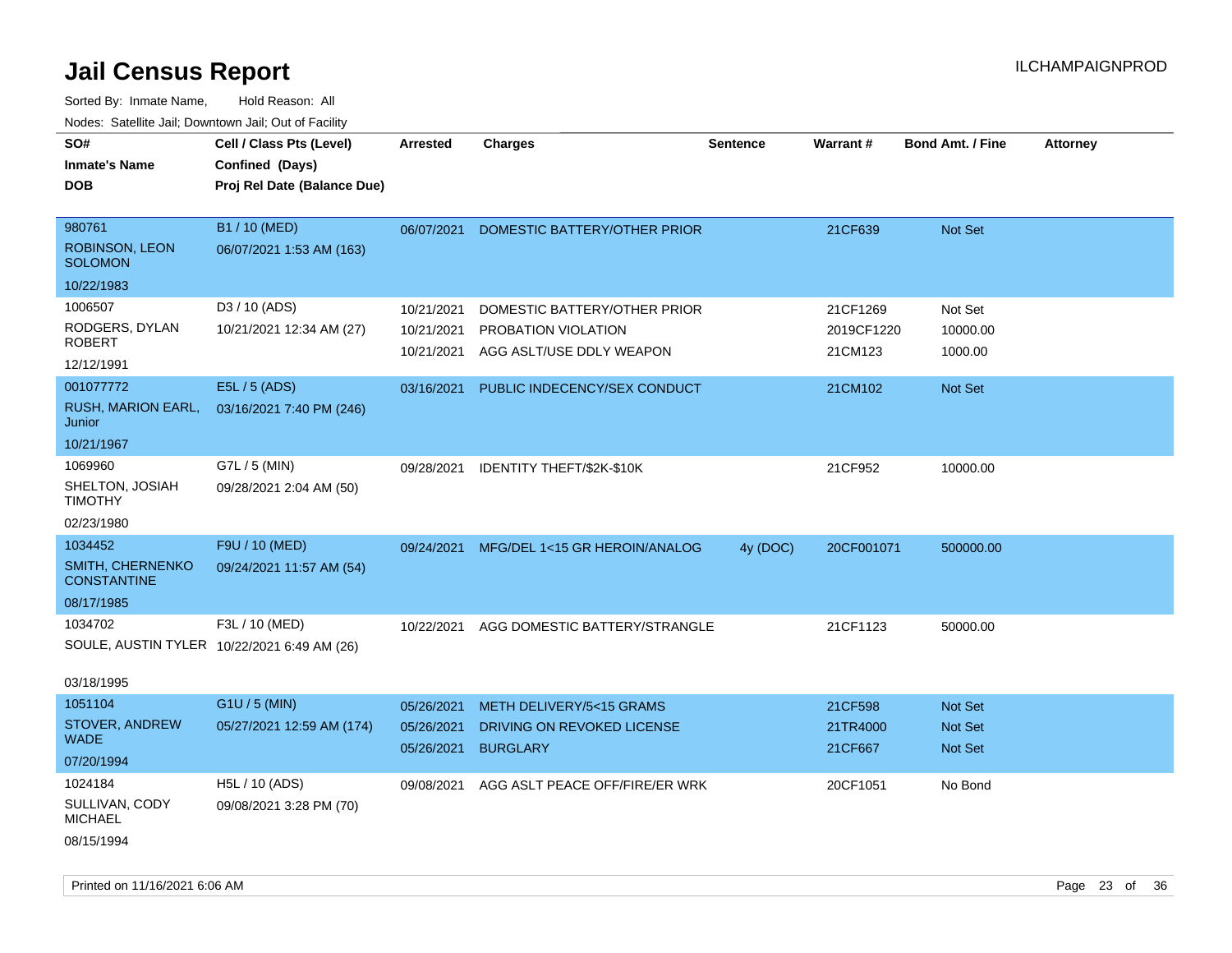# Jail Census Report

ILCHAMPAIGNPROD

Sorted By: Inmate Name, Hold Reason: All

Nodes: Satellite Jail; Downtown Jail; Out of Facility

| SO# / Inmate's Name / DOB | Cell / Class Pts (Level) / Confined (Days) / Proj Rel Date (Balance Due) | Arrested | Charges | Sentence | Warrant # | Bond Amt. / Fine | Attorney |
|---|---|---|---|---|---|---|---|
| 980761<br>ROBINSON, LEON SOLOMON<br>10/22/1983 | B1 / 10 (MED)<br>06/07/2021 1:53 AM (163) | 06/07/2021 | DOMESTIC BATTERY/OTHER PRIOR | | 21CF639 | Not Set | |
| 1006507<br>RODGERS, DYLAN ROBERT<br>12/12/1991 | D3 / 10 (ADS)<br>10/21/2021 12:34 AM (27) | 10/21/2021<br>10/21/2021<br>10/21/2021 | DOMESTIC BATTERY/OTHER PRIOR<br>PROBATION VIOLATION<br>AGG ASLT/USE DDLY WEAPON | | 21CF1269<br>2019CF1220<br>21CM123 | Not Set<br>10000.00<br>1000.00 | |
| 001077772<br>RUSH, MARION EARL, Junior<br>10/21/1967 | E5L / 5 (ADS)<br>03/16/2021 7:40 PM (246) | 03/16/2021 | PUBLIC INDECENCY/SEX CONDUCT | | 21CM102 | Not Set | |
| 1069960<br>SHELTON, JOSIAH TIMOTHY<br>02/23/1980 | G7L / 5 (MIN)<br>09/28/2021 2:04 AM (50) | 09/28/2021 | IDENTITY THEFT/$2K-$10K | | 21CF952 | 10000.00 | |
| 1034452<br>SMITH, CHERNENKO CONSTANTINE<br>08/17/1985 | F9U / 10 (MED)<br>09/24/2021 11:57 AM (54) | 09/24/2021 | MFG/DEL 1<15 GR HEROIN/ANALOG | 4y (DOC) | 20CF001071 | 500000.00 | |
| 1034702<br>SOULE, AUSTIN TYLER<br>03/18/1995 | F3L / 10 (MED)<br>10/22/2021 6:49 AM (26) | 10/22/2021 | AGG DOMESTIC BATTERY/STRANGLE | | 21CF1123 | 50000.00 | |
| 1051104<br>STOVER, ANDREW WADE<br>07/20/1994 | G1U / 5 (MIN)<br>05/27/2021 12:59 AM (174) | 05/26/2021<br>05/26/2021<br>05/26/2021 | METH DELIVERY/5<15 GRAMS<br>DRIVING ON REVOKED LICENSE<br>BURGLARY | | 21CF598<br>21TR4000<br>21CF667 | Not Set<br>Not Set<br>Not Set | |
| 1024184<br>SULLIVAN, CODY MICHAEL<br>08/15/1994 | H5L / 10 (ADS)<br>09/08/2021 3:28 PM (70) | 09/08/2021 | AGG ASLT PEACE OFF/FIRE/ER WRK | | 20CF1051 | No Bond | |

Printed on 11/16/2021 6:06 AM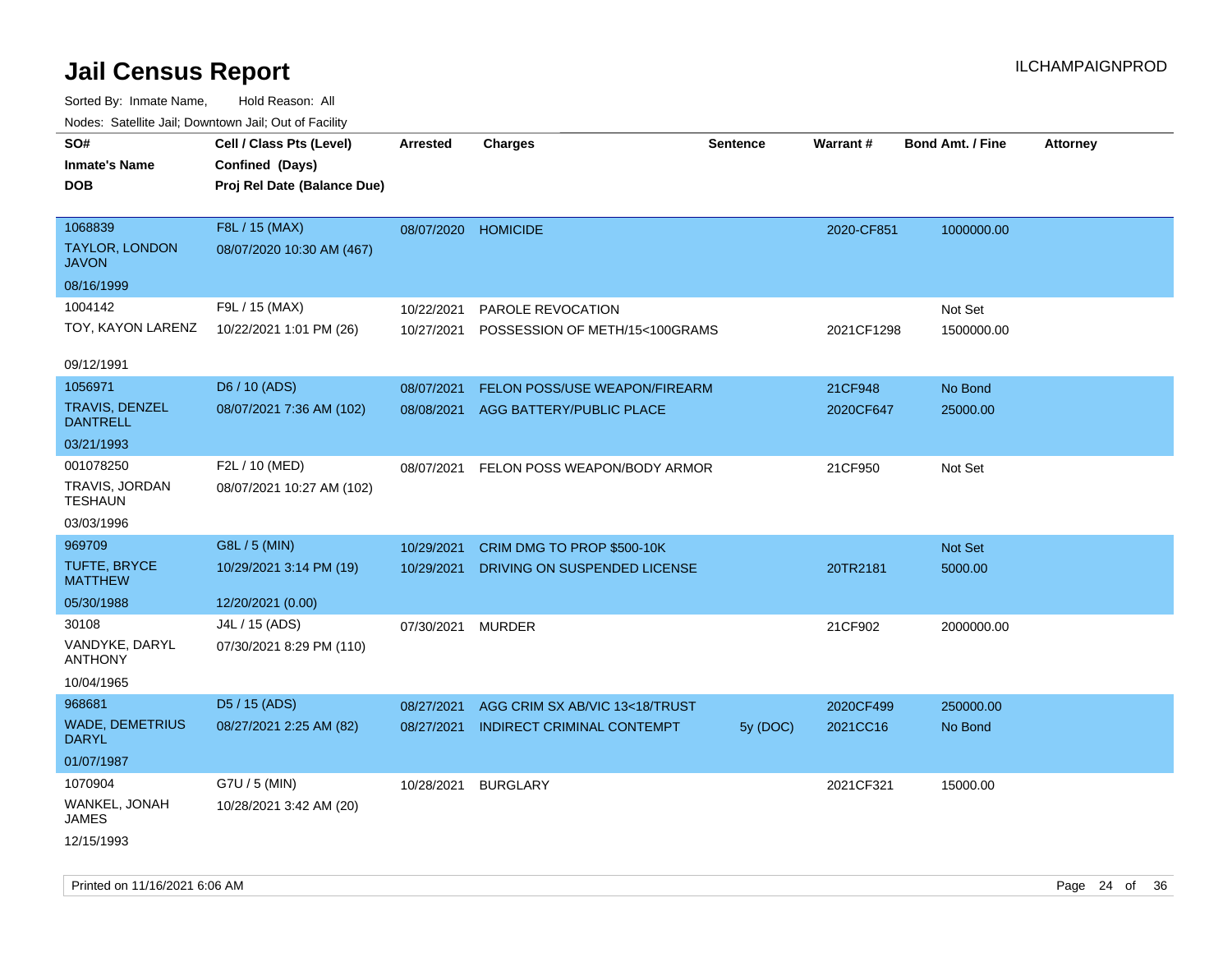# Jail Census Report

ILCHAMPAIGNPROD

Sorted By: Inmate Name, Hold Reason: All

Nodes: Satellite Jail; Downtown Jail; Out of Facility

| SO# / Inmate's Name / DOB | Cell / Class Pts (Level) / Confined (Days) / Proj Rel Date (Balance Due) | Arrested | Charges | Sentence | Warrant # | Bond Amt. / Fine | Attorney |
|---|---|---|---|---|---|---|---|
| 1068839<br>TAYLOR, LONDON JAVON<br>08/16/1999 | F8L / 15 (MAX)<br>08/07/2020 10:30 AM (467) | 08/07/2020 | HOMICIDE | | 2020-CF851 | 1000000.00 | |
| 1004142<br>TOY, KAYON LARENZ<br>09/12/1991 | F9L / 15 (MAX)<br>10/22/2021 1:01 PM (26) | 10/22/2021 | PAROLE REVOCATION | | | Not Set | |
| | | 10/27/2021 | POSSESSION OF METH/15<100GRAMS | | 2021CF1298 | 1500000.00 | |
| 1056971<br>TRAVIS, DENZEL DANTRELL<br>03/21/1993 | D6 / 10 (ADS)<br>08/07/2021 7:36 AM (102) | 08/07/2021 | FELON POSS/USE WEAPON/FIREARM | | 21CF948 | No Bond | |
| | | 08/08/2021 | AGG BATTERY/PUBLIC PLACE | | 2020CF647 | 25000.00 | |
| 001078250<br>TRAVIS, JORDAN TESHAUN<br>03/03/1996 | F2L / 10 (MED)<br>08/07/2021 10:27 AM (102) | 08/07/2021 | FELON POSS WEAPON/BODY ARMOR | | 21CF950 | Not Set | |
| 969709<br>TUFTE, BRYCE MATTHEW<br>05/30/1988 | G8L / 5 (MIN)<br>10/29/2021 3:14 PM (19)<br>12/20/2021 (0.00) | 10/29/2021 | CRIM DMG TO PROP $500-10K | | | Not Set | |
| | | 10/29/2021 | DRIVING ON SUSPENDED LICENSE | | 20TR2181 | 5000.00 | |
| 30108<br>VANDYKE, DARYL ANTHONY<br>10/04/1965 | J4L / 15 (ADS)<br>07/30/2021 8:29 PM (110) | 07/30/2021 | MURDER | | 21CF902 | 2000000.00 | |
| 968681<br>WADE, DEMETRIUS DARYL<br>01/07/1987 | D5 / 15 (ADS)<br>08/27/2021 2:25 AM (82) | 08/27/2021 | AGG CRIM SX AB/VIC 13<18/TRUST | | 2020CF499 | 250000.00 | |
| | | 08/27/2021 | INDIRECT CRIMINAL CONTEMPT | 5y (DOC) | 2021CC16 | No Bond | |
| 1070904<br>WANKEL, JONAH JAMES<br>12/15/1993 | G7U / 5 (MIN)<br>10/28/2021 3:42 AM (20) | 10/28/2021 | BURGLARY | | 2021CF321 | 15000.00 | |

Printed on 11/16/2021 6:06 AM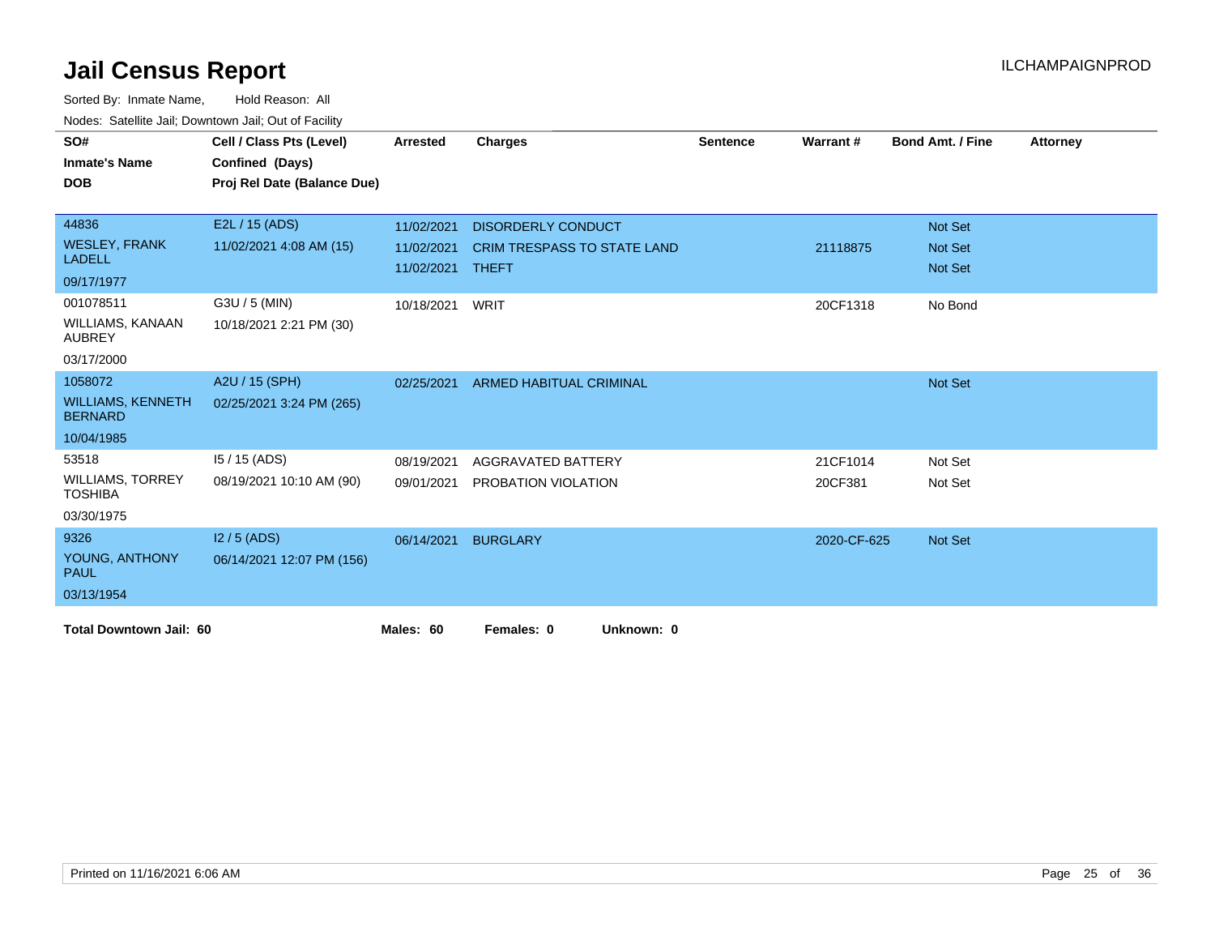# Jail Census Report

ILCHAMPAIGNPROD

Sorted By: Inmate Name, Hold Reason: All

Nodes: Satellite Jail; Downtown Jail; Out of Facility

| SO# / Inmate's Name / DOB | Cell / Class Pts (Level) / Confined (Days) / Proj Rel Date (Balance Due) | Arrested | Charges | Sentence | Warrant # | Bond Amt. / Fine | Attorney |
|---|---|---|---|---|---|---|---|
| 44836<br>WESLEY, FRANK LADELL<br>09/17/1977 | E2L / 15 (ADS)<br>11/02/2021 4:08 AM (15) | 11/02/2021 | DISORDERLY CONDUCT | | | Not Set | |
| | | 11/02/2021 | CRIM TRESPASS TO STATE LAND | | 21118875 | Not Set | |
| | | 11/02/2021 | THEFT | | | Not Set | |
| 001078511<br>WILLIAMS, KANAAN AUBREY<br>03/17/2000 | G3U / 5 (MIN)<br>10/18/2021 2:21 PM (30) | 10/18/2021 | WRIT | | 20CF1318 | No Bond | |
| 1058072<br>WILLIAMS, KENNETH BERNARD<br>10/04/1985 | A2U / 15 (SPH)<br>02/25/2021 3:24 PM (265) | 02/25/2021 | ARMED HABITUAL CRIMINAL | | | Not Set | |
| 53518<br>WILLIAMS, TORREY TOSHIBA<br>03/30/1975 | I5 / 15 (ADS)<br>08/19/2021 10:10 AM (90) | 08/19/2021 | AGGRAVATED BATTERY | | 21CF1014 | Not Set | |
| | | 09/01/2021 | PROBATION VIOLATION | | 20CF381 | Not Set | |
| 9326<br>YOUNG, ANTHONY PAUL<br>03/13/1954 | I2 / 5 (ADS)<br>06/14/2021 12:07 PM (156) | 06/14/2021 | BURGLARY | | 2020-CF-625 | Not Set | |

**Total Downtown Jail: 60** **Males: 60** **Females: 0** **Unknown: 0**

Printed on 11/16/2021 6:06 AM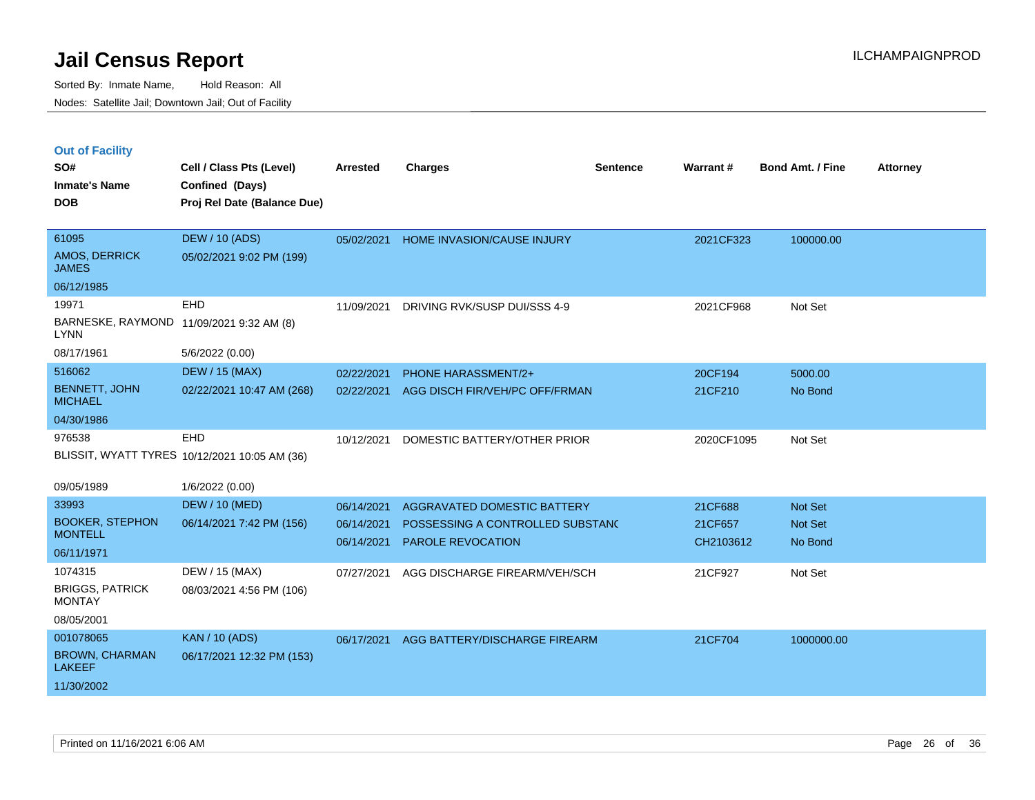# Jail Census Report

Sorted By: Inmate Name, Hold Reason: All

Nodes: Satellite Jail; Downtown Jail; Out of Facility

ILCHAMPAIGNPROD

## Out of Facility

| SO# / Inmate's Name / DOB | Cell / Class Pts (Level) / Confined (Days) / Proj Rel Date (Balance Due) | Arrested | Charges | Sentence | Warrant # | Bond Amt. / Fine | Attorney |
|---|---|---|---|---|---|---|---|
| 61095<br>AMOS, DERRICK JAMES<br>06/12/1985 | DEW / 10 (ADS)<br>05/02/2021 9:02 PM (199) | 05/02/2021 | HOME INVASION/CAUSE INJURY | | 2021CF323 | 100000.00 | |
| 19971<br>BARNESKE, RAYMOND LYNN<br>08/17/1961 | EHD<br>11/09/2021 9:32 AM (8)<br>5/6/2022 (0.00) | 11/09/2021 | DRIVING RVK/SUSP DUI/SSS 4-9 | | 2021CF968 | Not Set | |
| 516062<br>BENNETT, JOHN MICHAEL<br>04/30/1986 | DEW / 15 (MAX)<br>02/22/2021 10:47 AM (268) | 02/22/2021<br>02/22/2021 | PHONE HARASSMENT/2+<br>AGG DISCH FIR/VEH/PC OFF/FRMAN | | 20CF194<br>21CF210 | 5000.00<br>No Bond | |
| 976538<br>BLISSIT, WYATT TYRES<br>09/05/1989 | EHD<br>10/12/2021 10:05 AM (36)<br>1/6/2022 (0.00) | 10/12/2021 | DOMESTIC BATTERY/OTHER PRIOR | | 2020CF1095 | Not Set | |
| 33993<br>BOOKER, STEPHON MONTELL<br>06/11/1971 | DEW / 10 (MED)<br>06/14/2021 7:42 PM (156) | 06/14/2021<br>06/14/2021<br>06/14/2021 | AGGRAVATED DOMESTIC BATTERY<br>POSSESSING A CONTROLLED SUBSTANC<br>PAROLE REVOCATION | | 21CF688<br>21CF657<br>CH2103612 | Not Set<br>Not Set<br>No Bond | |
| 1074315<br>BRIGGS, PATRICK MONTAY<br>08/05/2001 | DEW / 15 (MAX)<br>08/03/2021 4:56 PM (106) | 07/27/2021 | AGG DISCHARGE FIREARM/VEH/SCH | | 21CF927 | Not Set | |
| 001078065<br>BROWN, CHARMAN LAKEEF<br>11/30/2002 | KAN / 10 (ADS)<br>06/17/2021 12:32 PM (153) | 06/17/2021 | AGG BATTERY/DISCHARGE FIREARM | | 21CF704 | 1000000.00 | |

Printed on 11/16/2021 6:06 AM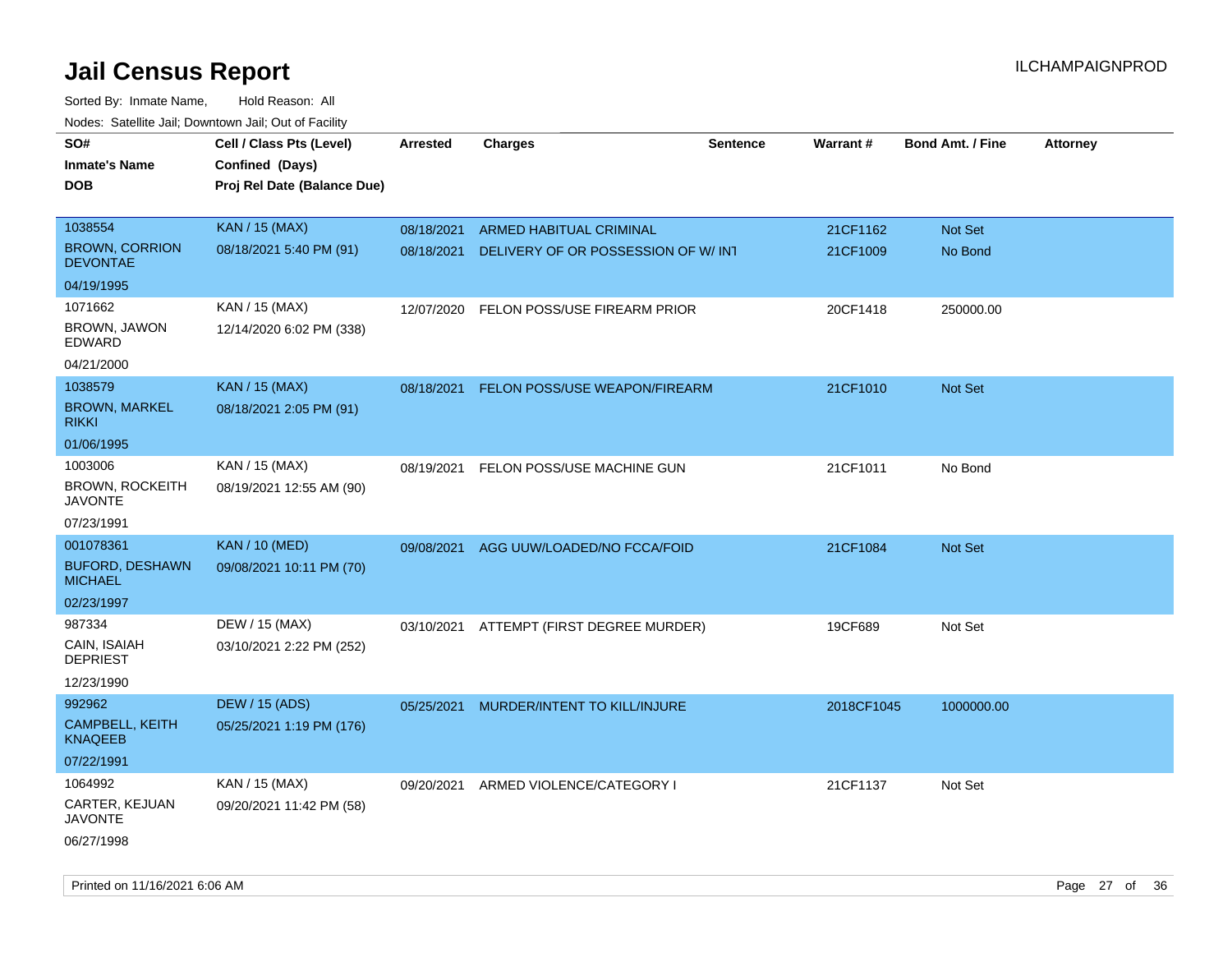# Jail Census Report

Sorted By: Inmate Name, Hold Reason: All

Nodes: Satellite Jail; Downtown Jail; Out of Facility

| SO# / Inmate's Name / DOB | Cell / Class Pts (Level) / Confined (Days) / Proj Rel Date (Balance Due) | Arrested | Charges | Sentence | Warrant # | Bond Amt. / Fine | Attorney |
|---|---|---|---|---|---|---|---|
| 1038554<br>BROWN, CORRION DEVONTAE<br>04/19/1995 | KAN / 15 (MAX)<br>08/18/2021 5:40 PM (91) | 08/18/2021<br>08/18/2021 | ARMED HABITUAL CRIMINAL<br>DELIVERY OF OR POSSESSION OF W/ INT | | 21CF1162<br>21CF1009 | Not Set<br>No Bond | |
| 1071662<br>BROWN, JAWON EDWARD<br>04/21/2000 | KAN / 15 (MAX)<br>12/14/2020 6:02 PM (338) | 12/07/2020 | FELON POSS/USE FIREARM PRIOR | | 20CF1418 | 250000.00 | |
| 1038579<br>BROWN, MARKEL RIKKI<br>01/06/1995 | KAN / 15 (MAX)<br>08/18/2021 2:05 PM (91) | 08/18/2021 | FELON POSS/USE WEAPON/FIREARM | | 21CF1010 | Not Set | |
| 1003006<br>BROWN, ROCKEITH JAVONTE<br>07/23/1991 | KAN / 15 (MAX)<br>08/19/2021 12:55 AM (90) | 08/19/2021 | FELON POSS/USE MACHINE GUN | | 21CF1011 | No Bond | |
| 001078361<br>BUFORD, DESHAWN MICHAEL<br>02/23/1997 | KAN / 10 (MED)<br>09/08/2021 10:11 PM (70) | 09/08/2021 | AGG UUW/LOADED/NO FCCA/FOID | | 21CF1084 | Not Set | |
| 987334<br>CAIN, ISAIAH DEPRIEST<br>12/23/1990 | DEW / 15 (MAX)<br>03/10/2021 2:22 PM (252) | 03/10/2021 | ATTEMPT (FIRST DEGREE MURDER) | | 19CF689 | Not Set | |
| 992962<br>CAMPBELL, KEITH KNAQEEB<br>07/22/1991 | DEW / 15 (ADS)<br>05/25/2021 1:19 PM (176) | 05/25/2021 | MURDER/INTENT TO KILL/INJURE | | 2018CF1045 | 1000000.00 | |
| 1064992<br>CARTER, KEJUAN JAVONTE<br>06/27/1998 | KAN / 15 (MAX)<br>09/20/2021 11:42 PM (58) | 09/20/2021 | ARMED VIOLENCE/CATEGORY I | | 21CF1137 | Not Set | |

Printed on 11/16/2021 6:06 AM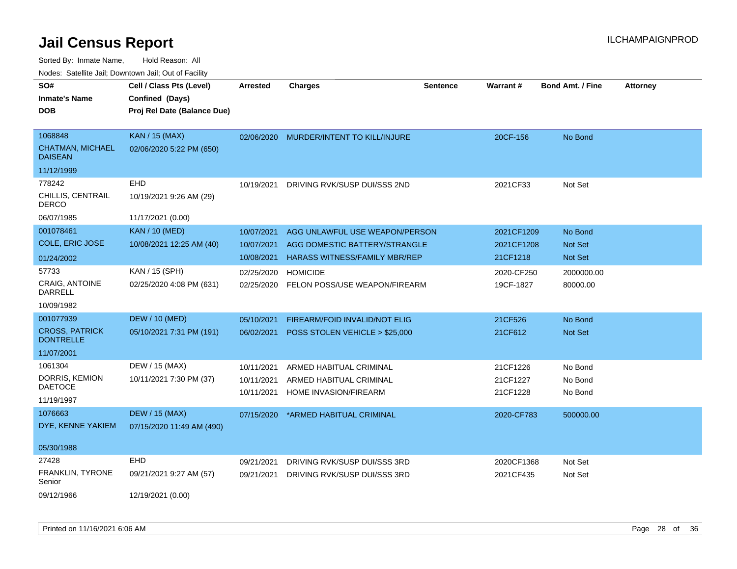# Jail Census Report

ILCHAMPAIGNPROD

Sorted By: Inmate Name, Hold Reason: All

Nodes: Satellite Jail; Downtown Jail; Out of Facility

| SO# / Inmate's Name / DOB | Cell / Class Pts (Level) / Confined (Days) / Proj Rel Date (Balance Due) | Arrested | Charges | Sentence | Warrant # | Bond Amt. / Fine | Attorney |
|---|---|---|---|---|---|---|---|
| 1068848<br>CHATMAN, MICHAEL DAISEAN<br>11/12/1999 | KAN / 15 (MAX)<br>02/06/2020 5:22 PM (650) | 02/06/2020 | MURDER/INTENT TO KILL/INJURE | | 20CF-156 | No Bond | |
| 778242<br>CHILLIS, CENTRAIL DERCO<br>06/07/1985 | EHD<br>10/19/2021 9:26 AM (29)<br>11/17/2021 (0.00) | 10/19/2021 | DRIVING RVK/SUSP DUI/SSS 2ND | | 2021CF33 | Not Set | |
| 001078461<br>COLE, ERIC JOSE<br>01/24/2002 | KAN / 10 (MED)<br>10/08/2021 12:25 AM (40) | 10/07/2021 | AGG UNLAWFUL USE WEAPON/PERSON | | 2021CF1209 | No Bond | |
| | | 10/07/2021 | AGG DOMESTIC BATTERY/STRANGLE | | 2021CF1208 | Not Set | |
| | | 10/08/2021 | HARASS WITNESS/FAMILY MBR/REP | | 21CF1218 | Not Set | |
| 57733<br>CRAIG, ANTOINE DARRELL<br>10/09/1982 | KAN / 15 (SPH)<br>02/25/2020 4:08 PM (631) | 02/25/2020 | HOMICIDE | | 2020-CF250 | 2000000.00 | |
| | | 02/25/2020 | FELON POSS/USE WEAPON/FIREARM | | 19CF-1827 | 80000.00 | |
| 001077939<br>CROSS, PATRICK DONTRELLE<br>11/07/2001 | DEW / 10 (MED)<br>05/10/2021 7:31 PM (191) | 05/10/2021 | FIREARM/FOID INVALID/NOT ELIG | | 21CF526 | No Bond | |
| | | 06/02/2021 | POSS STOLEN VEHICLE > $25,000 | | 21CF612 | Not Set | |
| 1061304<br>DORRIS, KEMION DAETOCE<br>11/19/1997 | DEW / 15 (MAX)<br>10/11/2021 7:30 PM (37) | 10/11/2021 | ARMED HABITUAL CRIMINAL | | 21CF1226 | No Bond | |
| | | 10/11/2021 | ARMED HABITUAL CRIMINAL | | 21CF1227 | No Bond | |
| | | 10/11/2021 | HOME INVASION/FIREARM | | 21CF1228 | No Bond | |
| 1076663<br>DYE, KENNE YAKIEM<br>05/30/1988 | DEW / 15 (MAX)<br>07/15/2020 11:49 AM (490) | 07/15/2020 | *ARMED HABITUAL CRIMINAL | | 2020-CF783 | 500000.00 | |
| 27428<br>FRANKLIN, TYRONE Senior<br>09/12/1966 | EHD<br>09/21/2021 9:27 AM (57)<br>12/19/2021 (0.00) | 09/21/2021 | DRIVING RVK/SUSP DUI/SSS 3RD | | 2020CF1368 | Not Set | |
| | | 09/21/2021 | DRIVING RVK/SUSP DUI/SSS 3RD | | 2021CF435 | Not Set | |

Printed on 11/16/2021 6:06 AM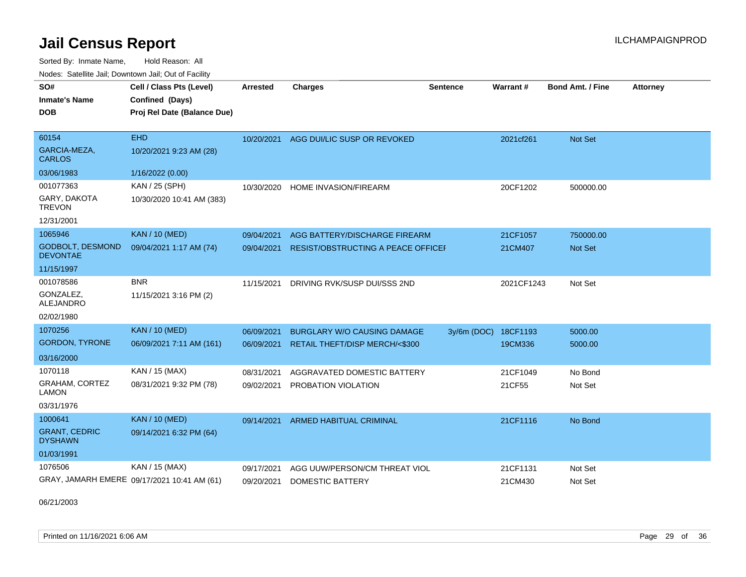# Jail Census Report

Sorted By: Inmate Name, Hold Reason: All

Nodes: Satellite Jail; Downtown Jail; Out of Facility

| SO# / Inmate's Name / DOB | Cell / Class Pts (Level) / Confined (Days) / Proj Rel Date (Balance Due) | Arrested | Charges | Sentence | Warrant # | Bond Amt. / Fine | Attorney |
|---|---|---|---|---|---|---|---|
| 60154<br>GARCIA-MEZA, CARLOS<br>03/06/1983 | EHD<br>10/20/2021 9:23 AM (28)<br>1/16/2022 (0.00) | 10/20/2021 | AGG DUI/LIC SUSP OR REVOKED | | 2021cf261 | Not Set | |
| 001077363<br>GARY, DAKOTA TREVON<br>12/31/2001 | KAN / 25 (SPH)<br>10/30/2020 10:41 AM (383) | 10/30/2020 | HOME INVASION/FIREARM | | 20CF1202 | 500000.00 | |
| 1065946<br>GODBOLT, DESMOND DEVONTAE<br>11/15/1997 | KAN / 10 (MED)<br>09/04/2021 1:17 AM (74) | 09/04/2021 | AGG BATTERY/DISCHARGE FIREARM | | 21CF1057 | 750000.00 | |
| | | 09/04/2021 | RESIST/OBSTRUCTING A PEACE OFFICEI | | 21CM407 | Not Set | |
| 001078586<br>GONZALEZ, ALEJANDRO<br>02/02/1980 | BNR<br>11/15/2021 3:16 PM (2) | 11/15/2021 | DRIVING RVK/SUSP DUI/SSS 2ND | | 2021CF1243 | Not Set | |
| 1070256<br>GORDON, TYRONE<br>03/16/2000 | KAN / 10 (MED)<br>06/09/2021 7:11 AM (161) | 06/09/2021 | BURGLARY W/O CAUSING DAMAGE | 3y/6m (DOC) | 18CF1193 | 5000.00 | |
| | | 06/09/2021 | RETAIL THEFT/DISP MERCH/<$300 | | 19CM336 | 5000.00 | |
| 1070118<br>GRAHAM, CORTEZ LAMON<br>03/31/1976 | KAN / 15 (MAX)<br>08/31/2021 9:32 PM (78) | 08/31/2021 | AGGRAVATED DOMESTIC BATTERY | | 21CF1049 | No Bond | |
| | | 09/02/2021 | PROBATION VIOLATION | | 21CF55 | Not Set | |
| 1000641<br>GRANT, CEDRIC DYSHAWN<br>01/03/1991 | KAN / 10 (MED)<br>09/14/2021 6:32 PM (64) | 09/14/2021 | ARMED HABITUAL CRIMINAL | | 21CF1116 | No Bond | |
| 1076506<br>GRAY, JAMARH EMERE<br>06/21/2003 | KAN / 15 (MAX)<br>09/17/2021 10:41 AM (61) | 09/17/2021 | AGG UUW/PERSON/CM THREAT VIOL | | 21CF1131 | Not Set | |
| | | 09/20/2021 | DOMESTIC BATTERY | | 21CM430 | Not Set | |

Printed on 11/16/2021 6:06 AM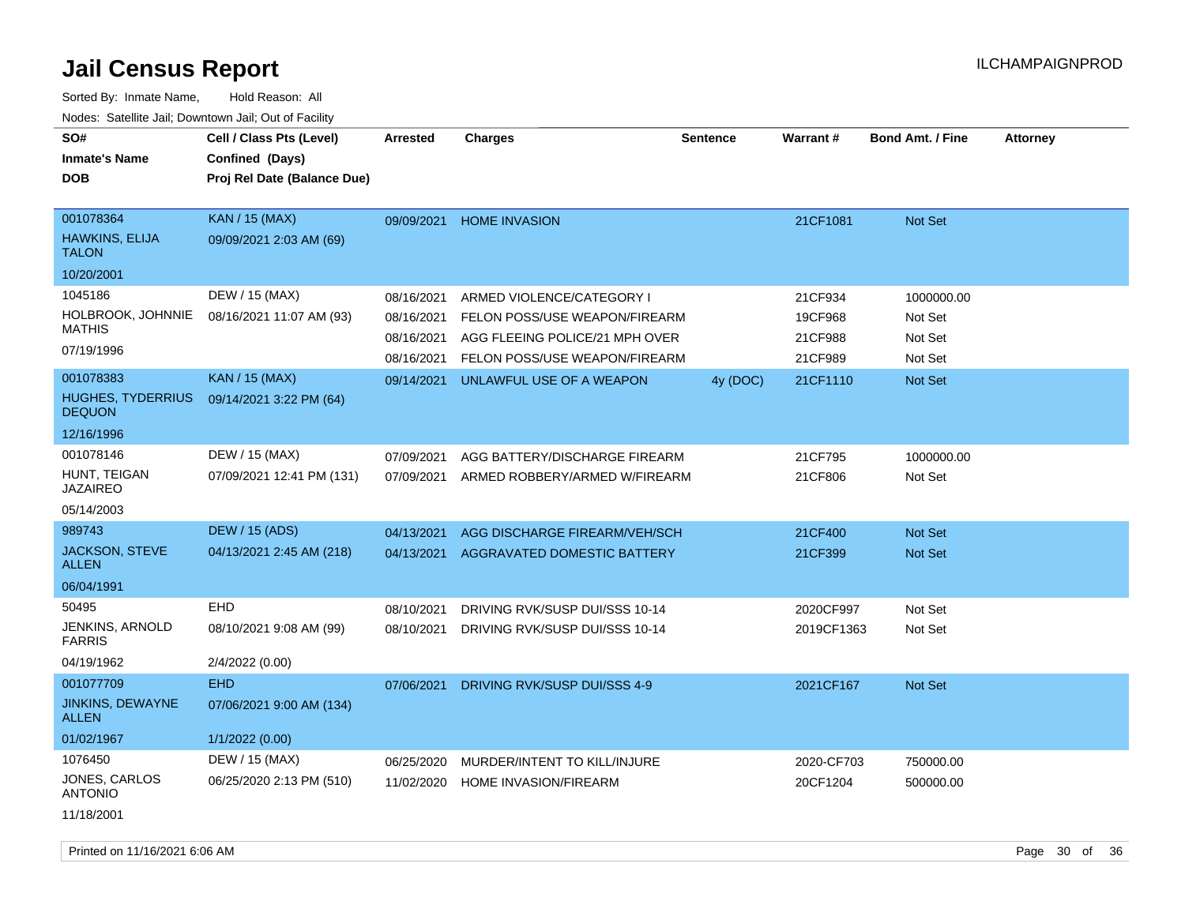# Jail Census Report

Sorted By: Inmate Name, Hold Reason: All

Nodes: Satellite Jail; Downtown Jail; Out of Facility

| SO# / Inmate's Name / DOB | Cell / Class Pts (Level) / Confined (Days) / Proj Rel Date (Balance Due) | Arrested | Charges | Sentence | Warrant # | Bond Amt. / Fine | Attorney |
|---|---|---|---|---|---|---|---|
| 001078364 HAWKINS, ELIJA TALON 10/20/2001 | KAN / 15 (MAX) 09/09/2021 2:03 AM (69) | 09/09/2021 | HOME INVASION | | 21CF1081 | Not Set | |
| 1045186 HOLBROOK, JOHNNIE MATHIS 07/19/1996 | DEW / 15 (MAX) 08/16/2021 11:07 AM (93) | 08/16/2021 | ARMED VIOLENCE/CATEGORY I | | 21CF934 | 1000000.00 | |
| | | 08/16/2021 | FELON POSS/USE WEAPON/FIREARM | | 19CF968 | Not Set | |
| | | 08/16/2021 | AGG FLEEING POLICE/21 MPH OVER | | 21CF988 | Not Set | |
| | | 08/16/2021 | FELON POSS/USE WEAPON/FIREARM | | 21CF989 | Not Set | |
| 001078383 HUGHES, TYDERRIUS DEQUON 12/16/1996 | KAN / 15 (MAX) 09/14/2021 3:22 PM (64) | 09/14/2021 | UNLAWFUL USE OF A WEAPON | 4y (DOC) | 21CF1110 | Not Set | |
| 001078146 HUNT, TEIGAN JAZAIREO 05/14/2003 | DEW / 15 (MAX) 07/09/2021 12:41 PM (131) | 07/09/2021 | AGG BATTERY/DISCHARGE FIREARM | | 21CF795 | 1000000.00 | |
| | | 07/09/2021 | ARMED ROBBERY/ARMED W/FIREARM | | 21CF806 | Not Set | |
| 989743 JACKSON, STEVE ALLEN 06/04/1991 | DEW / 15 (ADS) 04/13/2021 2:45 AM (218) | 04/13/2021 | AGG DISCHARGE FIREARM/VEH/SCH | | 21CF400 | Not Set | |
| | | 04/13/2021 | AGGRAVATED DOMESTIC BATTERY | | 21CF399 | Not Set | |
| 50495 JENKINS, ARNOLD FARRIS 04/19/1962 | EHD 08/10/2021 9:08 AM (99) 2/4/2022 (0.00) | 08/10/2021 | DRIVING RVK/SUSP DUI/SSS 10-14 | | 2020CF997 | Not Set | |
| | | 08/10/2021 | DRIVING RVK/SUSP DUI/SSS 10-14 | | 2019CF1363 | Not Set | |
| 001077709 JINKINS, DEWAYNE ALLEN 01/02/1967 | EHD 07/06/2021 9:00 AM (134) 1/1/2022 (0.00) | 07/06/2021 | DRIVING RVK/SUSP DUI/SSS 4-9 | | 2021CF167 | Not Set | |
| 1076450 JONES, CARLOS ANTONIO 11/18/2001 | DEW / 15 (MAX) 06/25/2020 2:13 PM (510) | 06/25/2020 | MURDER/INTENT TO KILL/INJURE | | 2020-CF703 | 750000.00 | |
| | | 11/02/2020 | HOME INVASION/FIREARM | | 20CF1204 | 500000.00 | |

Printed on 11/16/2021 6:06 AM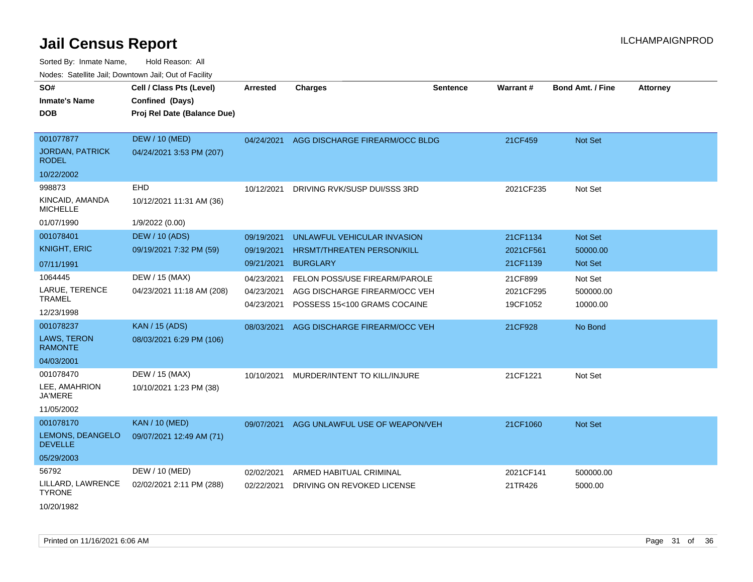# Jail Census Report

ILCHAMPAIGNPROD

Sorted By: Inmate Name, Hold Reason: All

Nodes: Satellite Jail; Downtown Jail; Out of Facility

| SO# / Inmate's Name / DOB | Cell / Class Pts (Level) / Confined (Days) / Proj Rel Date (Balance Due) | Arrested | Charges | Sentence | Warrant # | Bond Amt. / Fine | Attorney |
|---|---|---|---|---|---|---|---|
| 001077877<br>JORDAN, PATRICK RODEL<br>10/22/2002 | DEW / 10 (MED)<br>04/24/2021 3:53 PM (207) | 04/24/2021 | AGG DISCHARGE FIREARM/OCC BLDG | | 21CF459 | Not Set | |
| 998873<br>KINCAID, AMANDA MICHELLE<br>01/07/1990 | EHD<br>10/12/2021 11:31 AM (36)<br>1/9/2022 (0.00) | 10/12/2021 | DRIVING RVK/SUSP DUI/SSS 3RD | | 2021CF235 | Not Set | |
| 001078401<br>KNIGHT, ERIC<br>07/11/1991 | DEW / 10 (ADS)<br>09/19/2021 7:32 PM (59) | 09/19/2021<br>09/19/2021<br>09/21/2021 | UNLAWFUL VEHICULAR INVASION<br>HRSMT/THREATEN PERSON/KILL<br>BURGLARY | | 21CF1134<br>2021CF561<br>21CF1139 | Not Set<br>50000.00<br>Not Set | |
| 1064445<br>LARUE, TERENCE TRAMEL<br>12/23/1998 | DEW / 15 (MAX)<br>04/23/2021 11:18 AM (208) | 04/23/2021<br>04/23/2021<br>04/23/2021 | FELON POSS/USE FIREARM/PAROLE<br>AGG DISCHARGE FIREARM/OCC VEH<br>POSSESS 15<100 GRAMS COCAINE | | 21CF899<br>2021CF295<br>19CF1052 | Not Set<br>500000.00<br>10000.00 | |
| 001078237<br>LAWS, TERON RAMONTE<br>04/03/2001 | KAN / 15 (ADS)<br>08/03/2021 6:29 PM (106) | 08/03/2021 | AGG DISCHARGE FIREARM/OCC VEH | | 21CF928 | No Bond | |
| 001078470<br>LEE, AMAHRION JA'MERE<br>11/05/2002 | DEW / 15 (MAX)<br>10/10/2021 1:23 PM (38) | 10/10/2021 | MURDER/INTENT TO KILL/INJURE | | 21CF1221 | Not Set | |
| 001078170<br>LEMONS, DEANGELO DEVELLE<br>05/29/2003 | KAN / 10 (MED)<br>09/07/2021 12:49 AM (71) | 09/07/2021 | AGG UNLAWFUL USE OF WEAPON/VEH | | 21CF1060 | Not Set | |
| 56792<br>LILLARD, LAWRENCE TYRONE<br>10/20/1982 | DEW / 10 (MED)<br>02/02/2021 2:11 PM (288) | 02/02/2021<br>02/22/2021 | ARMED HABITUAL CRIMINAL<br>DRIVING ON REVOKED LICENSE | | 2021CF141<br>21TR426 | 500000.00<br>5000.00 | |

Printed on 11/16/2021 6:06 AM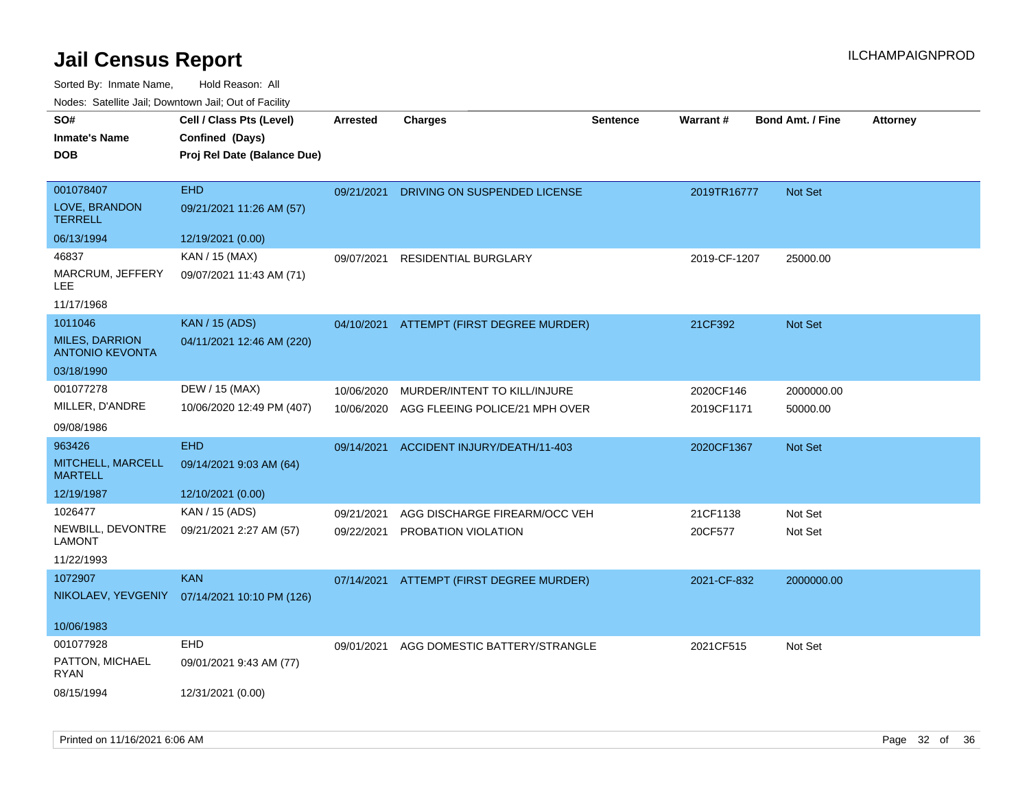# Jail Census Report

ILCHAMPAIGNPROD

Sorted By: Inmate Name, Hold Reason: All

Nodes: Satellite Jail; Downtown Jail; Out of Facility

| SO# / Inmate's Name / DOB | Cell / Class Pts (Level) / Confined (Days) / Proj Rel Date (Balance Due) | Arrested | Charges | Sentence | Warrant # | Bond Amt. / Fine | Attorney |
|---|---|---|---|---|---|---|---|
| 001078407<br>LOVE, BRANDON TERRELL<br>06/13/1994 | EHD<br>09/21/2021 11:26 AM (57)<br>12/19/2021 (0.00) | 09/21/2021 | DRIVING ON SUSPENDED LICENSE | | 2019TR16777 | Not Set | |
| 46837<br>MARCRUM, JEFFERY LEE<br>11/17/1968 | KAN / 15 (MAX)<br>09/07/2021 11:43 AM (71) | 09/07/2021 | RESIDENTIAL BURGLARY | | 2019-CF-1207 | 25000.00 | |
| 1011046<br>MILES, DARRION ANTONIO KEVONTA<br>03/18/1990 | KAN / 15 (ADS)<br>04/11/2021 12:46 AM (220) | 04/10/2021 | ATTEMPT (FIRST DEGREE MURDER) | | 21CF392 | Not Set | |
| 001077278<br>MILLER, D'ANDRE<br>09/08/1986 | DEW / 15 (MAX)<br>10/06/2020 12:49 PM (407) | 10/06/2020<br>10/06/2020 | MURDER/INTENT TO KILL/INJURE<br>AGG FLEEING POLICE/21 MPH OVER | | 2020CF146<br>2019CF1171 | 2000000.00<br>50000.00 | |
| 963426<br>MITCHELL, MARCELL MARTELL<br>12/19/1987 | EHD<br>09/14/2021 9:03 AM (64)<br>12/10/2021 (0.00) | 09/14/2021 | ACCIDENT INJURY/DEATH/11-403 | | 2020CF1367 | Not Set | |
| 1026477<br>NEWBILL, DEVONTRE LAMONT<br>11/22/1993 | KAN / 15 (ADS)<br>09/21/2021 2:27 AM (57) | 09/21/2021<br>09/22/2021 | AGG DISCHARGE FIREARM/OCC VEH<br>PROBATION VIOLATION | | 21CF1138<br>20CF577 | Not Set<br>Not Set | |
| 1072907<br>NIKOLAEV, YEVGENIY<br>10/06/1983 | KAN<br>07/14/2021 10:10 PM (126) | 07/14/2021 | ATTEMPT (FIRST DEGREE MURDER) | | 2021-CF-832 | 2000000.00 | |
| 001077928<br>PATTON, MICHAEL RYAN<br>08/15/1994 | EHD<br>09/01/2021 9:43 AM (77)<br>12/31/2021 (0.00) | 09/01/2021 | AGG DOMESTIC BATTERY/STRANGLE | | 2021CF515 | Not Set | |

Printed on 11/16/2021 6:06 AM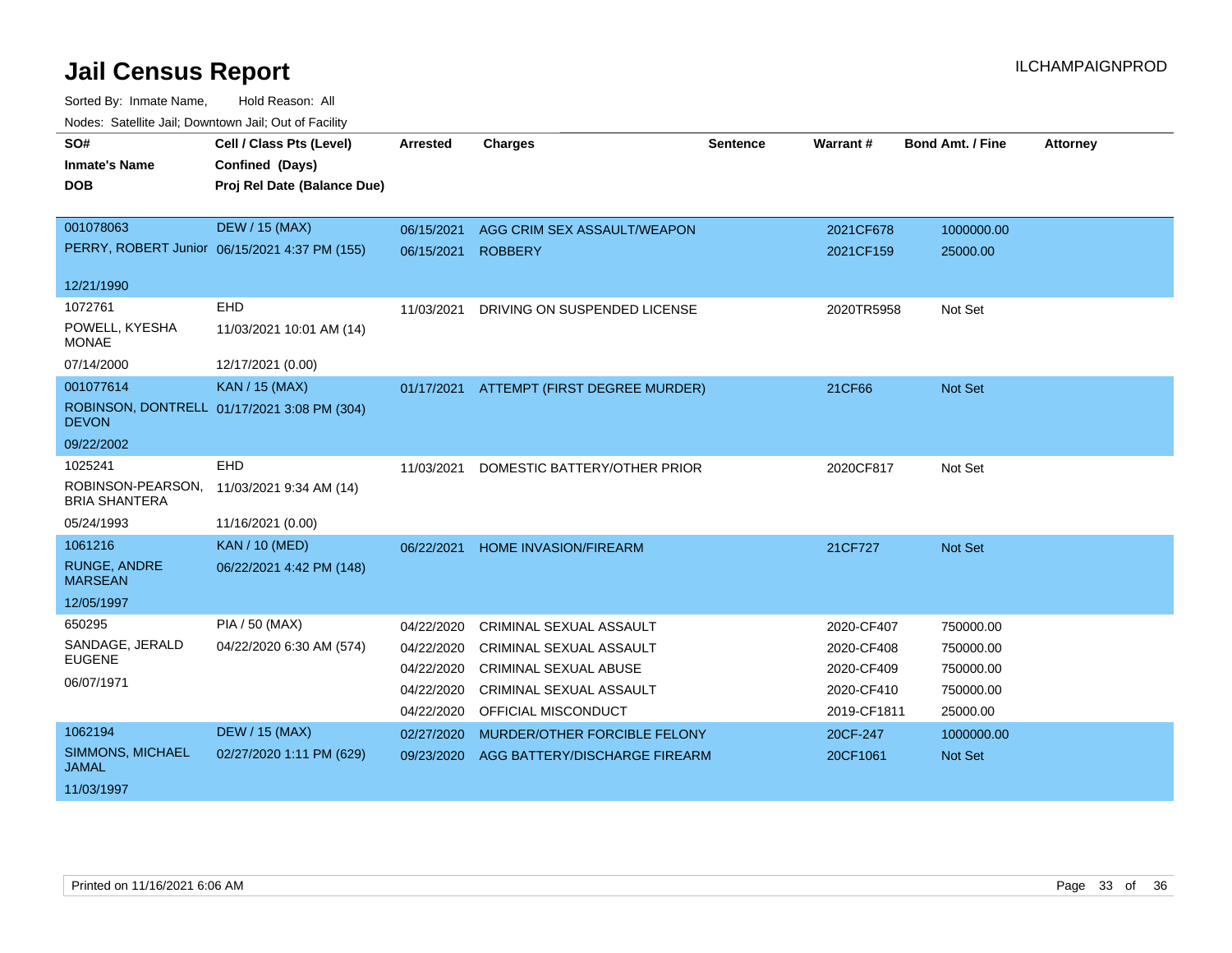# Jail Census Report

ILCHAMPAIGNPROD

Sorted By: Inmate Name, Hold Reason: All

Nodes: Satellite Jail; Downtown Jail; Out of Facility

| SO# / Inmate's Name / DOB | Cell / Class Pts (Level) / Confined (Days) / Proj Rel Date (Balance Due) | Arrested | Charges | Sentence | Warrant # | Bond Amt. / Fine | Attorney |
|---|---|---|---|---|---|---|---|
| 001078063 | DEW / 15 (MAX) | 06/15/2021 | AGG CRIM SEX ASSAULT/WEAPON | | 2021CF678 | 1000000.00 | |
| PERRY, ROBERT Junior | 06/15/2021 4:37 PM (155) | 06/15/2021 | ROBBERY | | 2021CF159 | 25000.00 | |
| 12/21/1990 | | | | | | | |
| 1072761 | EHD | 11/03/2021 | DRIVING ON SUSPENDED LICENSE | | 2020TR5958 | Not Set | |
| POWELL, KYESHA MONAE | 11/03/2021 10:01 AM (14) | | | | | | |
| 07/14/2000 | 12/17/2021 (0.00) | | | | | | |
| 001077614 | KAN / 15 (MAX) | 01/17/2021 | ATTEMPT (FIRST DEGREE MURDER) | | 21CF66 | Not Set | |
| ROBINSON, DONTRELL DEVON | 01/17/2021 3:08 PM (304) | | | | | | |
| 09/22/2002 | | | | | | | |
| 1025241 | EHD | 11/03/2021 | DOMESTIC BATTERY/OTHER PRIOR | | 2020CF817 | Not Set | |
| ROBINSON-PEARSON, BRIA SHANTERA | 11/03/2021 9:34 AM (14) | | | | | | |
| 05/24/1993 | 11/16/2021 (0.00) | | | | | | |
| 1061216 | KAN / 10 (MED) | 06/22/2021 | HOME INVASION/FIREARM | | 21CF727 | Not Set | |
| RUNGE, ANDRE MARSEAN | 06/22/2021 4:42 PM (148) | | | | | | |
| 12/05/1997 | | | | | | | |
| 650295 | PIA / 50 (MAX) | 04/22/2020 | CRIMINAL SEXUAL ASSAULT | | 2020-CF407 | 750000.00 | |
| SANDAGE, JERALD EUGENE | 04/22/2020 6:30 AM (574) | 04/22/2020 | CRIMINAL SEXUAL ASSAULT | | 2020-CF408 | 750000.00 | |
| 06/07/1971 | | 04/22/2020 | CRIMINAL SEXUAL ABUSE | | 2020-CF409 | 750000.00 | |
| | | 04/22/2020 | CRIMINAL SEXUAL ASSAULT | | 2020-CF410 | 750000.00 | |
| | | 04/22/2020 | OFFICIAL MISCONDUCT | | 2019-CF1811 | 25000.00 | |
| 1062194 | DEW / 15 (MAX) | 02/27/2020 | MURDER/OTHER FORCIBLE FELONY | | 20CF-247 | 1000000.00 | |
| SIMMONS, MICHAEL JAMAL | 02/27/2020 1:11 PM (629) | 09/23/2020 | AGG BATTERY/DISCHARGE FIREARM | | 20CF1061 | Not Set | |
| 11/03/1997 | | | | | | | |

Printed on 11/16/2021 6:06 AM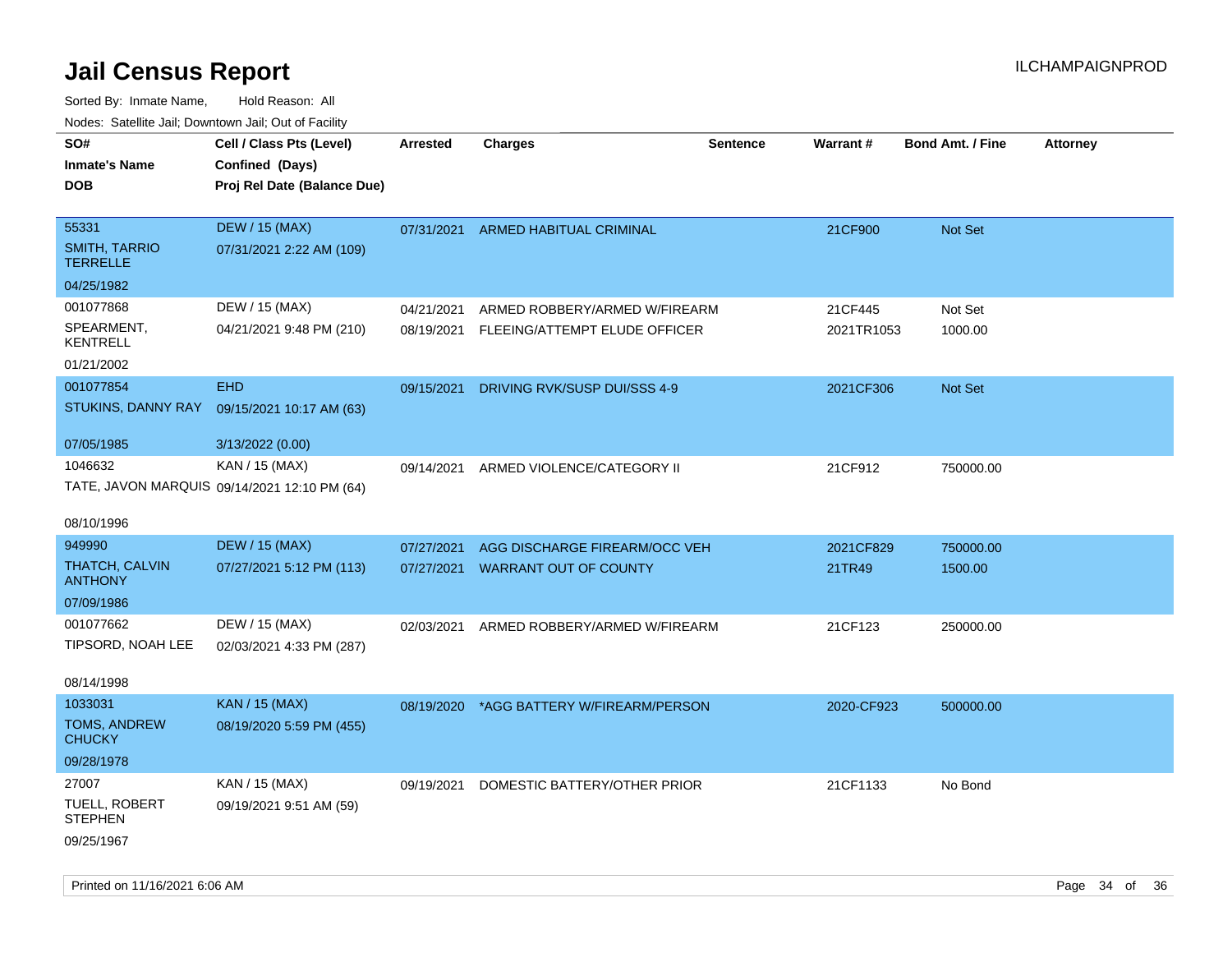# Jail Census Report

ILCHAMPAIGNPROD

Sorted By: Inmate Name, Hold Reason: All

Nodes: Satellite Jail; Downtown Jail; Out of Facility

| SO# / Inmate's Name / DOB | Cell / Class Pts (Level) / Confined (Days) / Proj Rel Date (Balance Due) | Arrested | Charges | Sentence | Warrant # | Bond Amt. / Fine | Attorney |
|---|---|---|---|---|---|---|---|
| 55331<br>SMITH, TARRIO TERRELLE<br>04/25/1982 | DEW / 15 (MAX)<br>07/31/2021 2:22 AM (109) | 07/31/2021 | ARMED HABITUAL CRIMINAL | | 21CF900 | Not Set | |
| 001077868<br>SPEARMENT, KENTRELL<br>01/21/2002 | DEW / 15 (MAX)<br>04/21/2021 9:48 PM (210) | 04/21/2021 | ARMED ROBBERY/ARMED W/FIREARM | | 21CF445 | Not Set | |
| | | 08/19/2021 | FLEEING/ATTEMPT ELUDE OFFICER | | 2021TR1053 | 1000.00 | |
| 001077854<br>STUKINS, DANNY RAY<br>07/05/1985 | EHD<br>09/15/2021 10:17 AM (63)<br>3/13/2022 (0.00) | 09/15/2021 | DRIVING RVK/SUSP DUI/SSS 4-9 | | 2021CF306 | Not Set | |
| 1046632<br>TATE, JAVON MARQUIS<br>08/10/1996 | KAN / 15 (MAX)<br>09/14/2021 12:10 PM (64) | 09/14/2021 | ARMED VIOLENCE/CATEGORY II | | 21CF912 | 750000.00 | |
| 949990<br>THATCH, CALVIN ANTHONY<br>07/09/1986 | DEW / 15 (MAX)<br>07/27/2021 5:12 PM (113) | 07/27/2021 | AGG DISCHARGE FIREARM/OCC VEH | | 2021CF829 | 750000.00 | |
| | | 07/27/2021 | WARRANT OUT OF COUNTY | | 21TR49 | 1500.00 | |
| 001077662<br>TIPSORD, NOAH LEE<br>08/14/1998 | DEW / 15 (MAX)<br>02/03/2021 4:33 PM (287) | 02/03/2021 | ARMED ROBBERY/ARMED W/FIREARM | | 21CF123 | 250000.00 | |
| 1033031<br>TOMS, ANDREW CHUCKY<br>09/28/1978 | KAN / 15 (MAX)<br>08/19/2020 5:59 PM (455) | 08/19/2020 | *AGG BATTERY W/FIREARM/PERSON | | 2020-CF923 | 500000.00 | |
| 27007<br>TUELL, ROBERT STEPHEN<br>09/25/1967 | KAN / 15 (MAX)<br>09/19/2021 9:51 AM (59) | 09/19/2021 | DOMESTIC BATTERY/OTHER PRIOR | | 21CF1133 | No Bond | |

Printed on 11/16/2021 6:06 AM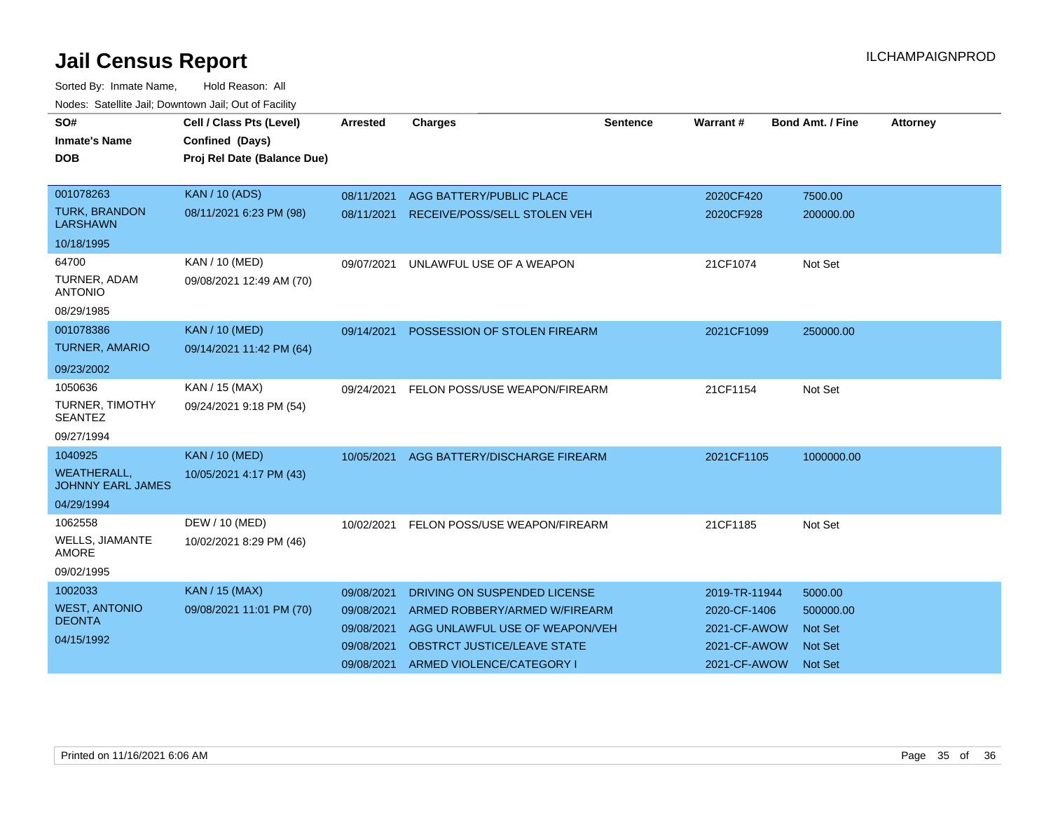# Jail Census Report

ILCHAMPAIGNPROD

Sorted By: Inmate Name, Hold Reason: All

Nodes: Satellite Jail; Downtown Jail; Out of Facility

| SO# / Inmate's Name / DOB | Cell / Class Pts (Level) / Confined (Days) / Proj Rel Date (Balance Due) | Arrested | Charges | Sentence | Warrant # | Bond Amt. / Fine | Attorney |
|---|---|---|---|---|---|---|---|
| 001078263 TURK, BRANDON LARSHAWN 10/18/1995 | KAN / 10 (ADS) 08/11/2021 6:23 PM (98) | 08/11/2021 | AGG BATTERY/PUBLIC PLACE | | 2020CF420 | 7500.00 | |
| | | 08/11/2021 | RECEIVE/POSS/SELL STOLEN VEH | | 2020CF928 | 200000.00 | |
| 64700 TURNER, ADAM ANTONIO 08/29/1985 | KAN / 10 (MED) 09/08/2021 12:49 AM (70) | 09/07/2021 | UNLAWFUL USE OF A WEAPON | | 21CF1074 | Not Set | |
| 001078386 TURNER, AMARIO 09/23/2002 | KAN / 10 (MED) 09/14/2021 11:42 PM (64) | 09/14/2021 | POSSESSION OF STOLEN FIREARM | | 2021CF1099 | 250000.00 | |
| 1050636 TURNER, TIMOTHY SEANTEZ 09/27/1994 | KAN / 15 (MAX) 09/24/2021 9:18 PM (54) | 09/24/2021 | FELON POSS/USE WEAPON/FIREARM | | 21CF1154 | Not Set | |
| 1040925 WEATHERALL, JOHNNY EARL JAMES 04/29/1994 | KAN / 10 (MED) 10/05/2021 4:17 PM (43) | 10/05/2021 | AGG BATTERY/DISCHARGE FIREARM | | 2021CF1105 | 1000000.00 | |
| 1062558 WELLS, JIAMANTE AMORE 09/02/1995 | DEW / 10 (MED) 10/02/2021 8:29 PM (46) | 10/02/2021 | FELON POSS/USE WEAPON/FIREARM | | 21CF1185 | Not Set | |
| 1002033 WEST, ANTONIO DEONTA 04/15/1992 | KAN / 15 (MAX) 09/08/2021 11:01 PM (70) | 09/08/2021 | DRIVING ON SUSPENDED LICENSE | | 2019-TR-11944 | 5000.00 | |
| | | 09/08/2021 | ARMED ROBBERY/ARMED W/FIREARM | | 2020-CF-1406 | 500000.00 | |
| | | 09/08/2021 | AGG UNLAWFUL USE OF WEAPON/VEH | | 2021-CF-AWOW | Not Set | |
| | | 09/08/2021 | OBSTRCT JUSTICE/LEAVE STATE | | 2021-CF-AWOW | Not Set | |
| | | 09/08/2021 | ARMED VIOLENCE/CATEGORY I | | 2021-CF-AWOW | Not Set | |

Printed on 11/16/2021 6:06 AM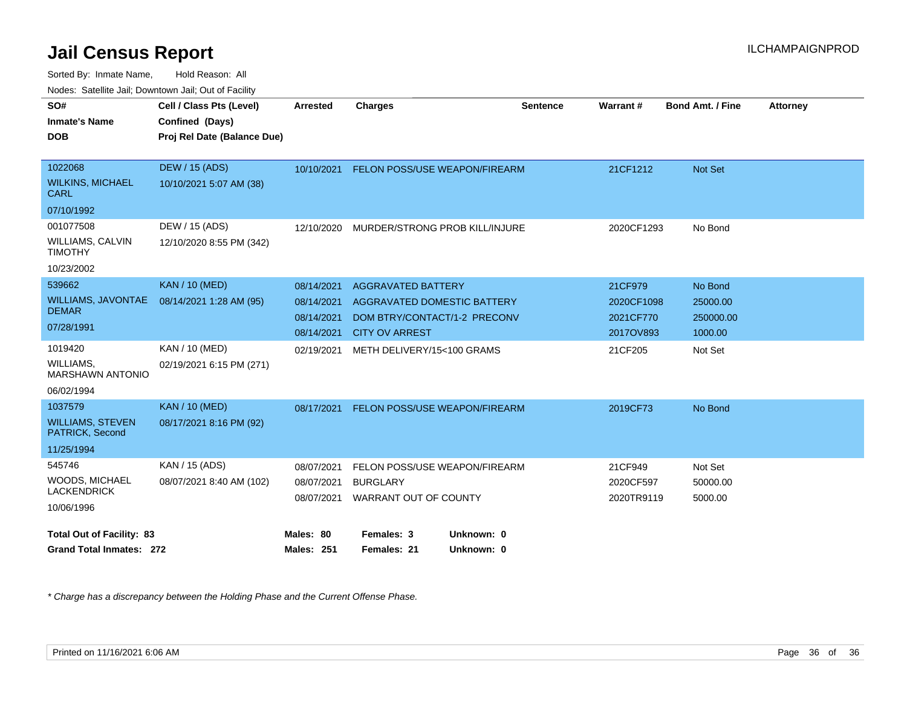# Jail Census Report

ILCHAMPAIGNPROD

Sorted By: Inmate Name, Hold Reason: All

Nodes: Satellite Jail; Downtown Jail; Out of Facility

| SO# / Inmate's Name / DOB | Cell / Class Pts (Level) / Confined (Days) / Proj Rel Date (Balance Due) | Arrested | Charges | Sentence | Warrant # | Bond Amt. / Fine | Attorney |
|---|---|---|---|---|---|---|---|
| 1022068<br>WILKINS, MICHAEL CARL<br>07/10/1992 | DEW / 15 (ADS)<br>10/10/2021 5:07 AM (38) | 10/10/2021 | FELON POSS/USE WEAPON/FIREARM | | 21CF1212 | Not Set | |
| 001077508<br>WILLIAMS, CALVIN TIMOTHY<br>10/23/2002 | DEW / 15 (ADS)<br>12/10/2020 8:55 PM (342) | 12/10/2020 | MURDER/STRONG PROB KILL/INJURE | | 2020CF1293 | No Bond | |
| 539662<br>WILLIAMS, JAVONTAE DEMAR<br>07/28/1991 | KAN / 10 (MED)<br>08/14/2021 1:28 AM (95) | 08/14/2021 | AGGRAVATED BATTERY | | 21CF979 | No Bond | |
| | | 08/14/2021 | AGGRAVATED DOMESTIC BATTERY | | 2020CF1098 | 25000.00 | |
| | | 08/14/2021 | DOM BTRY/CONTACT/1-2 PRECONV | | 2021CF770 | 250000.00 | |
| | | 08/14/2021 | CITY OV ARREST | | 2017OV893 | 1000.00 | |
| 1019420<br>WILLIAMS, MARSHAWN ANTONIO<br>06/02/1994 | KAN / 10 (MED)<br>02/19/2021 6:15 PM (271) | 02/19/2021 | METH DELIVERY/15<100 GRAMS | | 21CF205 | Not Set | |
| 1037579<br>WILLIAMS, STEVEN PATRICK, Second<br>11/25/1994 | KAN / 10 (MED)<br>08/17/2021 8:16 PM (92) | 08/17/2021 | FELON POSS/USE WEAPON/FIREARM | | 2019CF73 | No Bond | |
| 545746<br>WOODS, MICHAEL LACKENDRICK<br>10/06/1996 | KAN / 15 (ADS)<br>08/07/2021 8:40 AM (102) | 08/07/2021 | FELON POSS/USE WEAPON/FIREARM | | 21CF949 | Not Set | |
| | | 08/07/2021 | BURGLARY | | 2020CF597 | 50000.00 | |
| | | 08/07/2021 | WARRANT OUT OF COUNTY | | 2020TR9119 | 5000.00 | |

| | | | |
|---|---|---|---|
| **Total Out of Facility: 83** | **Males: 80** | **Females: 3** | **Unknown: 0** |
| **Grand Total Inmates: 272** | **Males: 251** | **Females: 21** | **Unknown: 0** |

*\* Charge has a discrepancy between the Holding Phase and the Current Offense Phase.*

Printed on 11/16/2021 6:06 AM